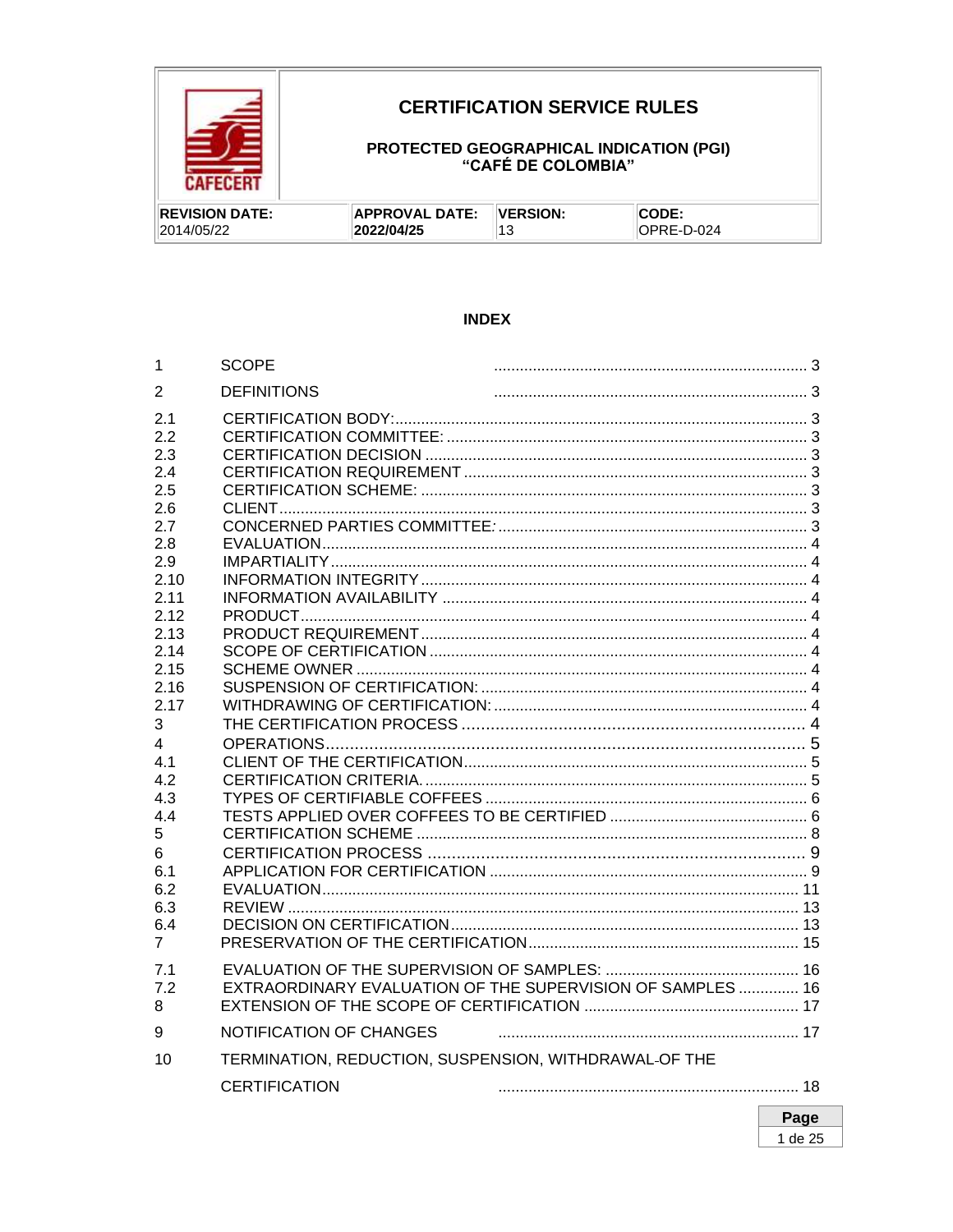| CAFECERT | **CERTIFICATION SERVICE RULES**<br><br>**PROTECTED GEOGRAPHICAL INDICATION (PGI) "CAFÉ DE COLOMBIA"** | | |
|---|---|---|---|
| **REVISION DATE:**<br>2014/05/22 | **APPROVAL DATE:**<br>**2022/04/25** | **VERSION:**<br>13 | **CODE:**<br>OPRE-D-024 |

## INDEX

| | | |
|---|---|---|
| 1 | SCOPE | 3 |
| 2 | DEFINITIONS | 3 |
| 2.1 | CERTIFICATION BODY: | 3 |
| 2.2 | CERTIFICATION COMMITTEE: | 3 |
| 2.3 | CERTIFICATION DECISION | 3 |
| 2.4 | CERTIFICATION REQUIREMENT | 3 |
| 2.5 | CERTIFICATION SCHEME: | 3 |
| 2.6 | CLIENT | 3 |
| 2.7 | CONCERNED PARTIES COMMITTEE: | 3 |
| 2.8 | EVALUATION | 4 |
| 2.9 | IMPARTIALITY | 4 |
| 2.10 | INFORMATION INTEGRITY | 4 |
| 2.11 | INFORMATION AVAILABILITY | 4 |
| 2.12 | PRODUCT | 4 |
| 2.13 | PRODUCT REQUIREMENT | 4 |
| 2.14 | SCOPE OF CERTIFICATION | 4 |
| 2.15 | SCHEME OWNER | 4 |
| 2.16 | SUSPENSION OF CERTIFICATION: | 4 |
| 2.17 | WITHDRAWING OF CERTIFICATION: | 4 |
| 3 | THE CERTIFICATION PROCESS | 4 |
| 4 | OPERATIONS | 5 |
| 4.1 | CLIENT OF THE CERTIFICATION | 5 |
| 4.2 | CERTIFICATION CRITERIA. | 5 |
| 4.3 | TYPES OF CERTIFIABLE COFFEES | 6 |
| 4.4 | TESTS APPLIED OVER COFFEES TO BE CERTIFIED | 6 |
| 5 | CERTIFICATION SCHEME | 8 |
| 6 | CERTIFICATION PROCESS | 9 |
| 6.1 | APPLICATION FOR CERTIFICATION | 9 |
| 6.2 | EVALUATION | 11 |
| 6.3 | REVIEW | 13 |
| 6.4 | DECISION ON CERTIFICATION | 13 |
| 7 | PRESERVATION OF THE CERTIFICATION | 15 |
| 7.1 | EVALUATION OF THE SUPERVISION OF SAMPLES: | 16 |
| 7.2 | EXTRAORDINARY EVALUATION OF THE SUPERVISION OF SAMPLES | 16 |
| 8 | EXTENSION OF THE SCOPE OF CERTIFICATION | 17 |
| 9 | NOTIFICATION OF CHANGES | 17 |
| 10 | TERMINATION, REDUCTION, SUSPENSION, WITHDRAWAL OF THE CERTIFICATION | 18 |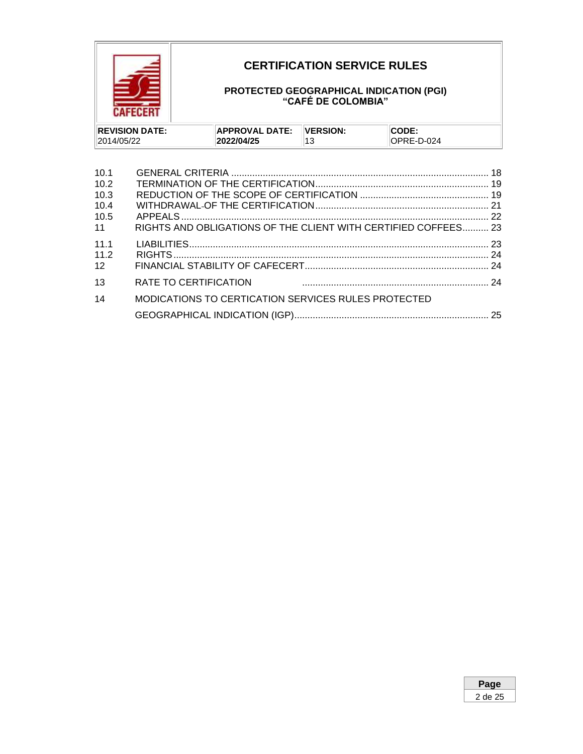10.1 GENERAL CRITERIA ........................................................................................... 18
10.2 TERMINATION OF THE CERTIFICATION.................................................................. 19
10.3 REDUCTION OF THE SCOPE OF CERTIFICATION ................................................. 19
10.4 WITHDRAWAL-OF THE CERTIFICATION.................................................................. 21
10.5 APPEALS ..................................................................................................................... 22
11 RIGHTS AND OBLIGATIONS OF THE CLIENT WITH CERTIFIED COFFEES.......... 23
11.1 LIABILITIES.................................................................................................................. 23
11.2 RIGHTS........................................................................................................................ 24
12 FINANCIAL STABILITY OF CAFECERT...................................................................... 24
13 RATE TO CERTIFICATION ....................................................................... 24
14 MODICATIONS TO CERTICATION SERVICES RULES PROTECTED GEOGRAPHICAL INDICATION (IGP).......................................................................... 25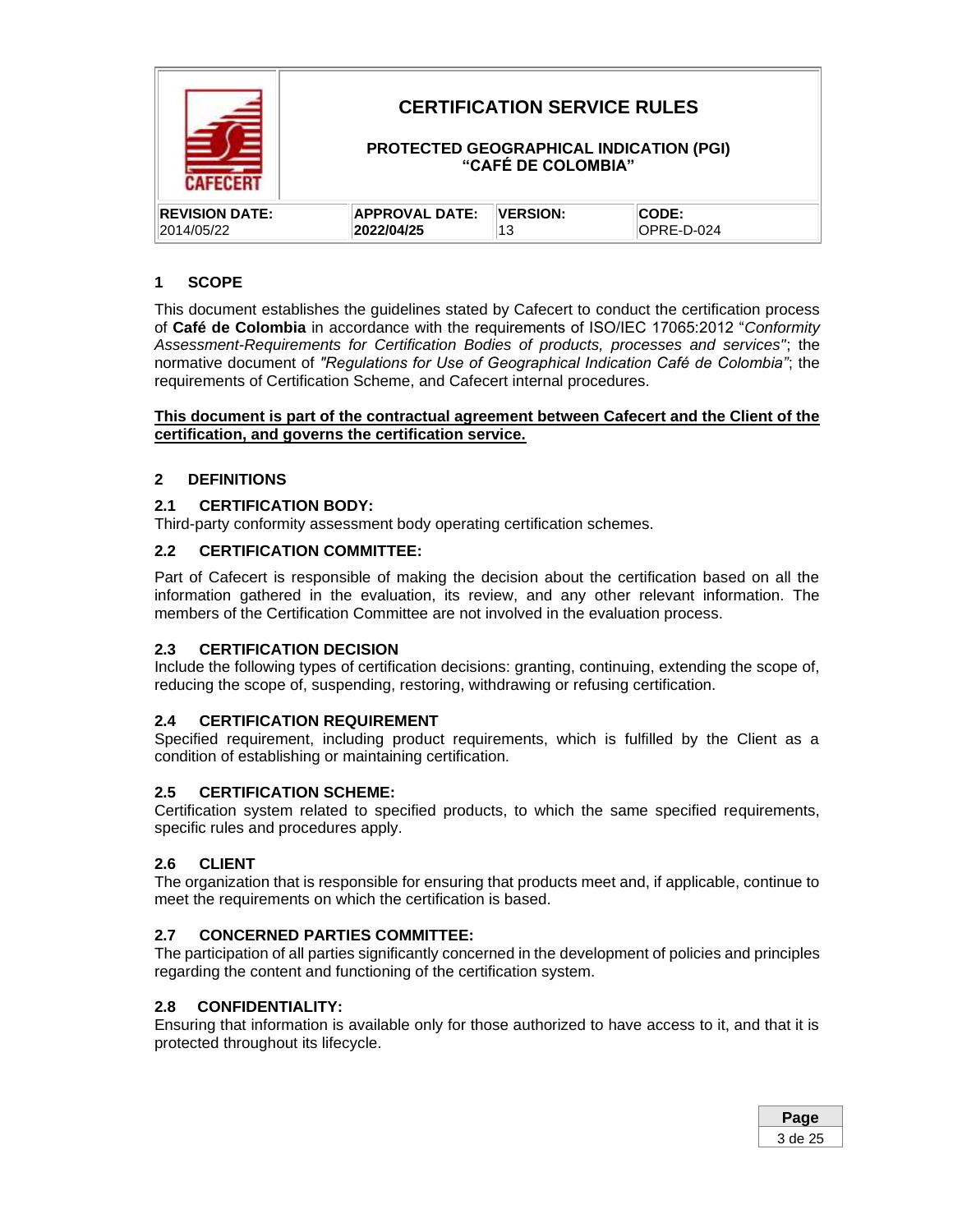## 1 SCOPE

This document establishes the guidelines stated by Cafecert to conduct the certification process of **Café de Colombia** in accordance with the requirements of ISO/IEC 17065:2012 "*Conformity Assessment-Requirements for Certification Bodies of products, processes and services"*; the normative document of *"Regulations for Use of Geographical Indication Café de Colombia"*; the requirements of Certification Scheme, and Cafecert internal procedures.

**<u>This document is part of the contractual agreement between Cafecert and the Client of the certification, and governs the certification service.</u>**

## 2 DEFINITIONS

### 2.1 CERTIFICATION BODY:

Third-party conformity assessment body operating certification schemes.

### 2.2 CERTIFICATION COMMITTEE:

Part of Cafecert is responsible of making the decision about the certification based on all the information gathered in the evaluation, its review, and any other relevant information. The members of the Certification Committee are not involved in the evaluation process.

### 2.3 CERTIFICATION DECISION

Include the following types of certification decisions: granting, continuing, extending the scope of, reducing the scope of, suspending, restoring, withdrawing or refusing certification.

### 2.4 CERTIFICATION REQUIREMENT

Specified requirement, including product requirements, which is fulfilled by the Client as a condition of establishing or maintaining certification.

### 2.5 CERTIFICATION SCHEME:

Certification system related to specified products, to which the same specified requirements, specific rules and procedures apply.

### 2.6 CLIENT

The organization that is responsible for ensuring that products meet and, if applicable, continue to meet the requirements on which the certification is based.

### 2.7 CONCERNED PARTIES COMMITTEE:

The participation of all parties significantly concerned in the development of policies and principles regarding the content and functioning of the certification system.

### 2.8 CONFIDENTIALITY:

Ensuring that information is available only for those authorized to have access to it, and that it is protected throughout its lifecycle.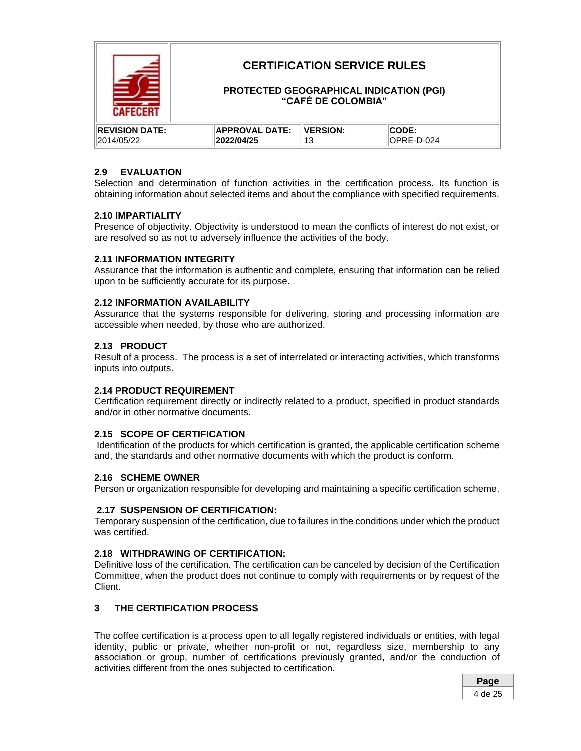### 2.9 EVALUATION

Selection and determination of function activities in the certification process. Its function is obtaining information about selected items and about the compliance with specified requirements.

### 2.10 IMPARTIALITY

Presence of objectivity. Objectivity is understood to mean the conflicts of interest do not exist, or are resolved so as not to adversely influence the activities of the body.

### 2.11 INFORMATION INTEGRITY

Assurance that the information is authentic and complete, ensuring that information can be relied upon to be sufficiently accurate for its purpose.

### 2.12 INFORMATION AVAILABILITY

Assurance that the systems responsible for delivering, storing and processing information are accessible when needed, by those who are authorized.

### 2.13 PRODUCT

Result of a process. The process is a set of interrelated or interacting activities, which transforms inputs into outputs.

### 2.14 PRODUCT REQUIREMENT

Certification requirement directly or indirectly related to a product, specified in product standards and/or in other normative documents.

### 2.15 SCOPE OF CERTIFICATION

Identification of the products for which certification is granted, the applicable certification scheme and, the standards and other normative documents with which the product is conform.

### 2.16 SCHEME OWNER

Person or organization responsible for developing and maintaining a specific certification scheme.

### 2.17 SUSPENSION OF CERTIFICATION:

Temporary suspension of the certification, due to failures in the conditions under which the product was certified.

### 2.18 WITHDRAWING OF CERTIFICATION:

Definitive loss of the certification. The certification can be canceled by decision of the Certification Committee, when the product does not continue to comply with requirements or by request of the Client.

## 3 THE CERTIFICATION PROCESS

The coffee certification is a process open to all legally registered individuals or entities, with legal identity, public or private, whether non-profit or not, regardless size, membership to any association or group, number of certifications previously granted, and/or the conduction of activities different from the ones subjected to certification.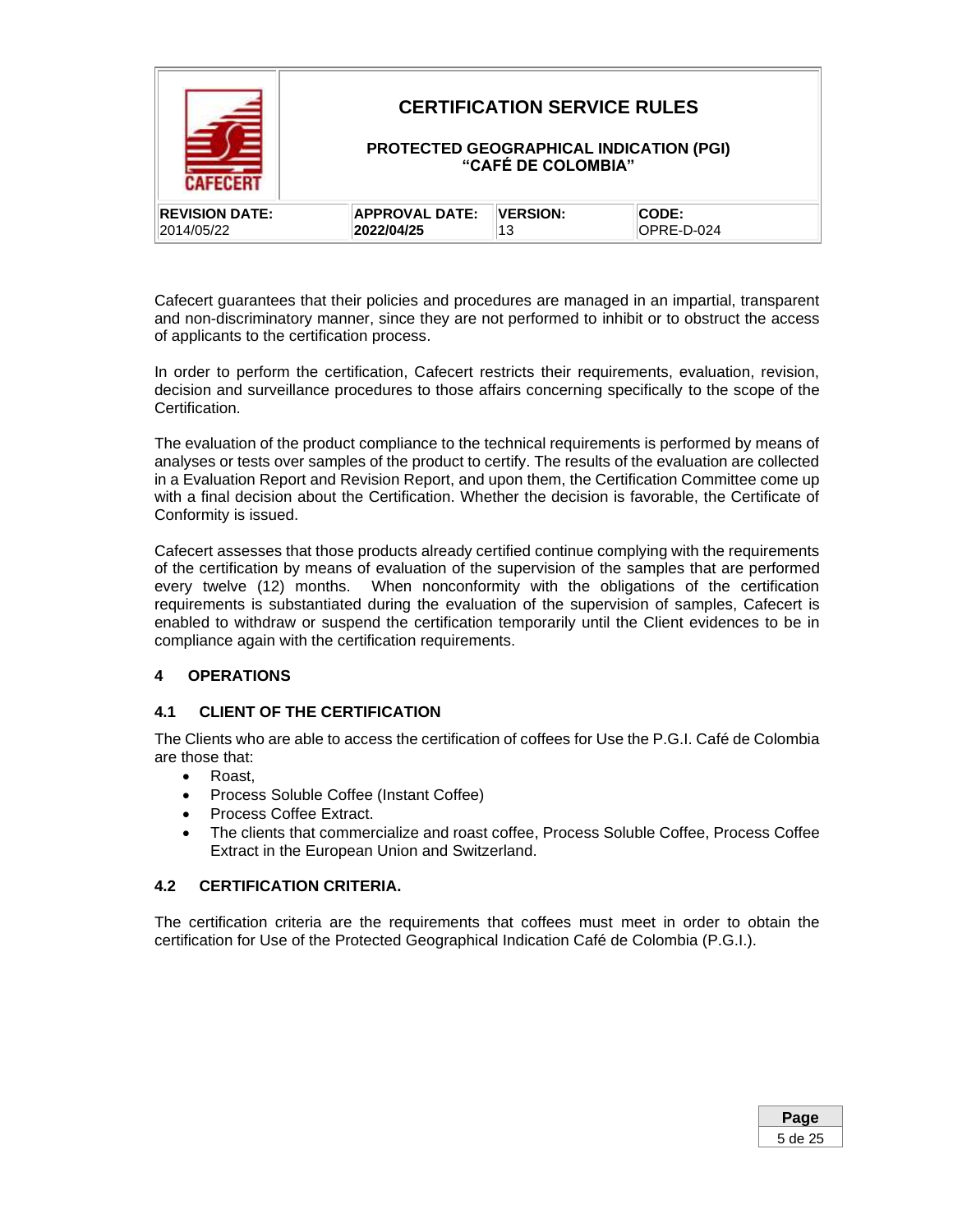Cafecert guarantees that their policies and procedures are managed in an impartial, transparent and non-discriminatory manner, since they are not performed to inhibit or to obstruct the access of applicants to the certification process.

In order to perform the certification, Cafecert restricts their requirements, evaluation, revision, decision and surveillance procedures to those affairs concerning specifically to the scope of the Certification.

The evaluation of the product compliance to the technical requirements is performed by means of analyses or tests over samples of the product to certify. The results of the evaluation are collected in a Evaluation Report and Revision Report, and upon them, the Certification Committee come up with a final decision about the Certification. Whether the decision is favorable, the Certificate of Conformity is issued.

Cafecert assesses that those products already certified continue complying with the requirements of the certification by means of evaluation of the supervision of the samples that are performed every twelve (12) months. When nonconformity with the obligations of the certification requirements is substantiated during the evaluation of the supervision of samples, Cafecert is enabled to withdraw or suspend the certification temporarily until the Client evidences to be in compliance again with the certification requirements.

## 4 OPERATIONS

### 4.1 CLIENT OF THE CERTIFICATION

The Clients who are able to access the certification of coffees for Use the P.G.I. Café de Colombia are those that:

- Roast,
- Process Soluble Coffee (Instant Coffee)
- Process Coffee Extract.
- The clients that commercialize and roast coffee, Process Soluble Coffee, Process Coffee Extract in the European Union and Switzerland.

### 4.2 CERTIFICATION CRITERIA.

The certification criteria are the requirements that coffees must meet in order to obtain the certification for Use of the Protected Geographical Indication Café de Colombia (P.G.I.).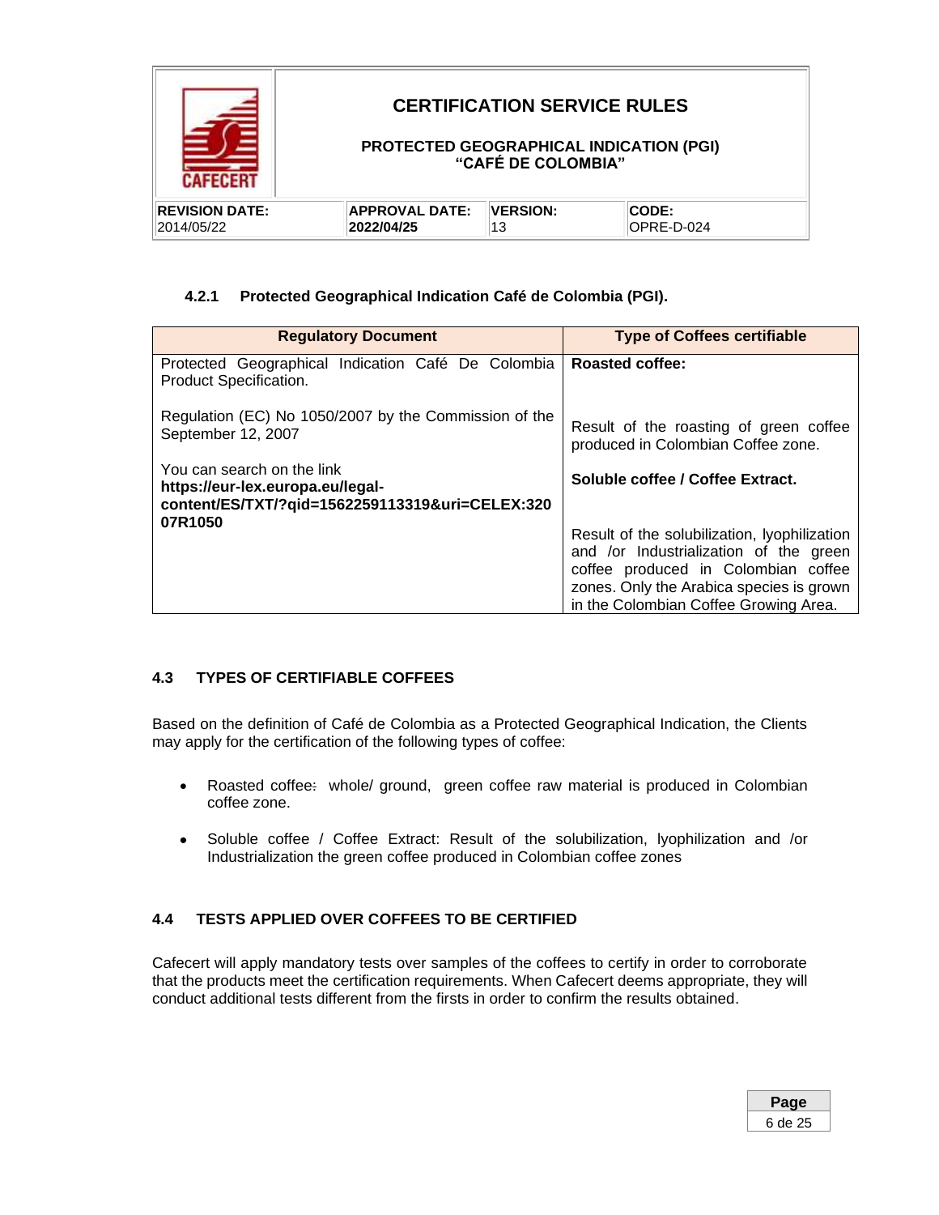#### 4.2.1 Protected Geographical Indication Café de Colombia (PGI).

| Regulatory Document | Type of Coffees certifiable |
|---|---|
| Protected Geographical Indication Café De Colombia Product Specification.<br><br>Regulation (EC) No 1050/2007 by the Commission of the September 12, 2007<br><br>You can search on the link **https://eur-lex.europa.eu/legal-content/ES/TXT/?qid=1562259113319&uri=CELEX:32007R1050** | **Roasted coffee:**<br><br>Result of the roasting of green coffee produced in Colombian Coffee zone.<br><br>**Soluble coffee / Coffee Extract.**<br><br>Result of the solubilization, lyophilization and /or Industrialization of the green coffee produced in Colombian coffee zones. Only the Arabica species is grown in the Colombian Coffee Growing Area. |

### 4.3 TYPES OF CERTIFIABLE COFFEES

Based on the definition of Café de Colombia as a Protected Geographical Indication, the Clients may apply for the certification of the following types of coffee:

- Roasted coffee: whole/ ground, green coffee raw material is produced in Colombian coffee zone.
- Soluble coffee / Coffee Extract: Result of the solubilization, lyophilization and /or Industrialization the green coffee produced in Colombian coffee zones

### 4.4 TESTS APPLIED OVER COFFEES TO BE CERTIFIED

Cafecert will apply mandatory tests over samples of the coffees to certify in order to corroborate that the products meet the certification requirements. When Cafecert deems appropriate, they will conduct additional tests different from the firsts in order to confirm the results obtained.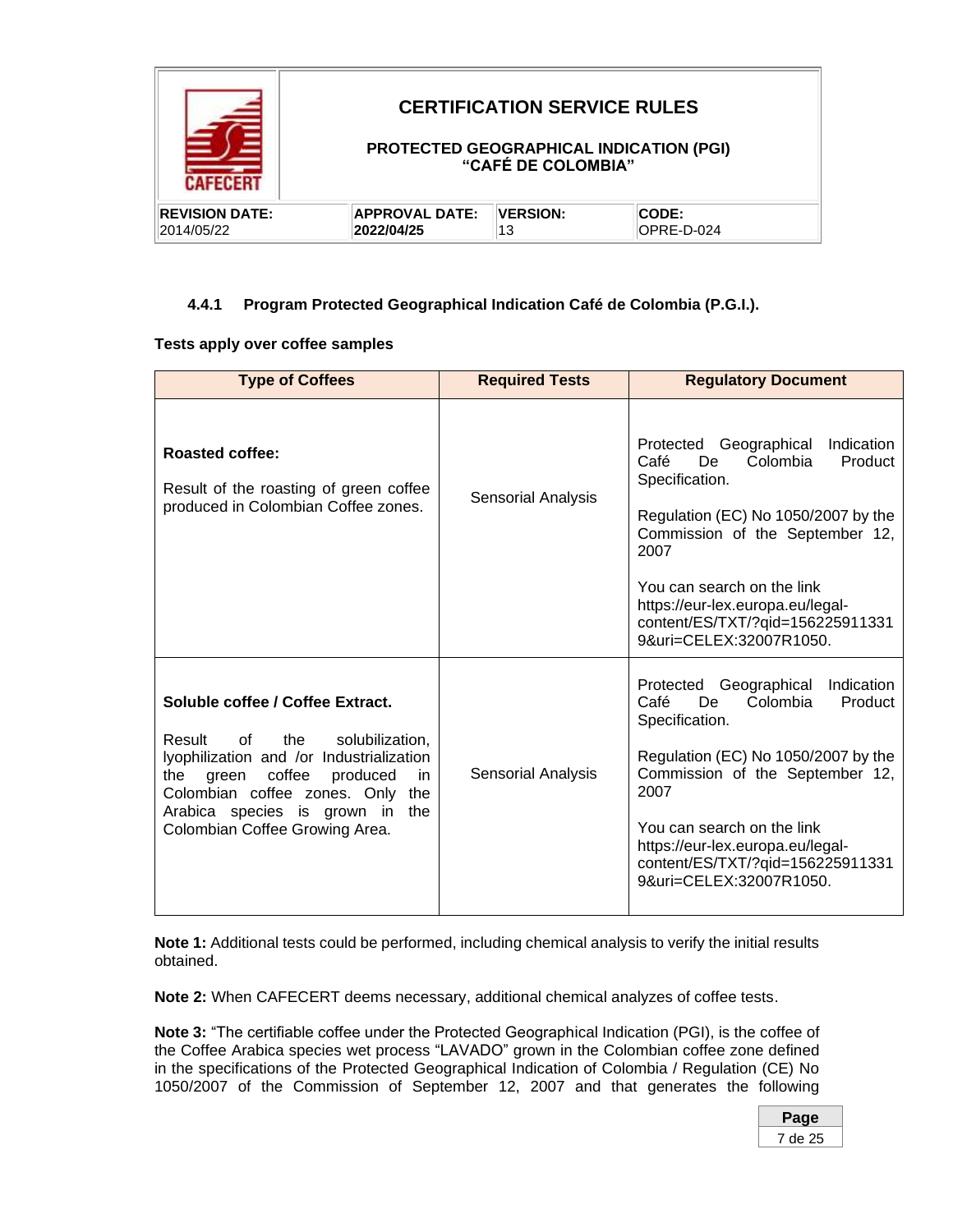#### 4.4.1 Program Protected Geographical Indication Café de Colombia (P.G.I.).

**Tests apply over coffee samples**

| Type of Coffees | Required Tests | Regulatory Document |
|---|---|---|
| **Roasted coffee:** Result of the roasting of green coffee produced in Colombian Coffee zones. | Sensorial Analysis | Protected Geographical Indication Café De Colombia Product Specification. Regulation (EC) No 1050/2007 by the Commission of the September 12, 2007 You can search on the link https://eur-lex.europa.eu/legal-content/ES/TXT/?qid=1562259113319&uri=CELEX:32007R1050. |
| **Soluble coffee / Coffee Extract.** Result of the solubilization, lyophilization and /or Industrialization the green coffee produced in Colombian coffee zones. Only the Arabica species is grown in the Colombian Coffee Growing Area. | Sensorial Analysis | Protected Geographical Indication Café De Colombia Product Specification. Regulation (EC) No 1050/2007 by the Commission of the September 12, 2007 You can search on the link https://eur-lex.europa.eu/legal-content/ES/TXT/?qid=1562259113319&uri=CELEX:32007R1050. |

**Note 1:** Additional tests could be performed, including chemical analysis to verify the initial results obtained.

**Note 2:** When CAFECERT deems necessary, additional chemical analyzes of coffee tests.

**Note 3:** "The certifiable coffee under the Protected Geographical Indication (PGI), is the coffee of the Coffee Arabica species wet process "LAVADO" grown in the Colombian coffee zone defined in the specifications of the Protected Geographical Indication of Colombia / Regulation (CE) No 1050/2007 of the Commission of September 12, 2007 and that generates the following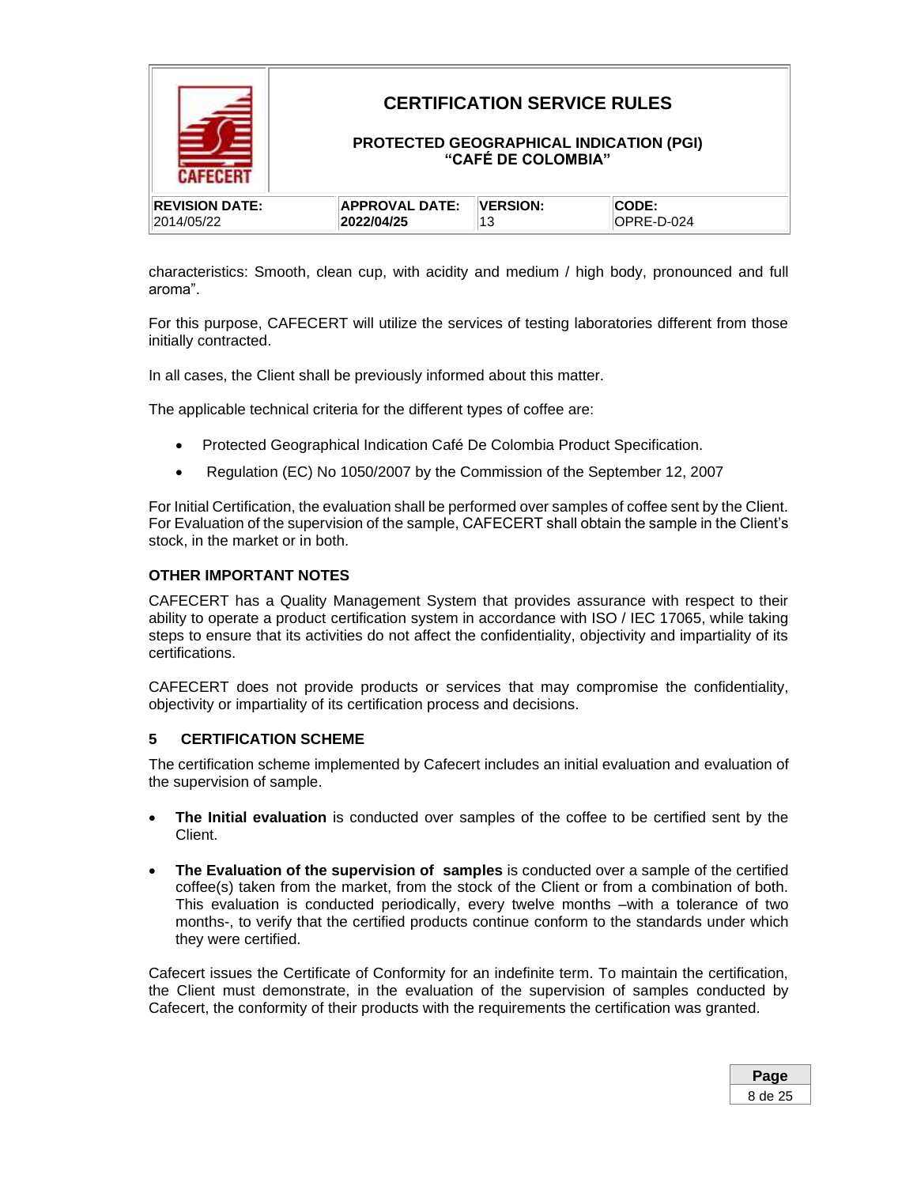characteristics: Smooth, clean cup, with acidity and medium / high body, pronounced and full aroma".

For this purpose, CAFECERT will utilize the services of testing laboratories different from those initially contracted.

In all cases, the Client shall be previously informed about this matter.

The applicable technical criteria for the different types of coffee are:

- Protected Geographical Indication Café De Colombia Product Specification.
- Regulation (EC) No 1050/2007 by the Commission of the September 12, 2007

For Initial Certification, the evaluation shall be performed over samples of coffee sent by the Client. For Evaluation of the supervision of the sample, CAFECERT shall obtain the sample in the Client's stock, in the market or in both.

### OTHER IMPORTANT NOTES

CAFECERT has a Quality Management System that provides assurance with respect to their ability to operate a product certification system in accordance with ISO / IEC 17065, while taking steps to ensure that its activities do not affect the confidentiality, objectivity and impartiality of its certifications.

CAFECERT does not provide products or services that may compromise the confidentiality, objectivity or impartiality of its certification process and decisions.

## 5 CERTIFICATION SCHEME

The certification scheme implemented by Cafecert includes an initial evaluation and evaluation of the supervision of sample.

- **The Initial evaluation** is conducted over samples of the coffee to be certified sent by the Client.
- **The Evaluation of the supervision of samples** is conducted over a sample of the certified coffee(s) taken from the market, from the stock of the Client or from a combination of both. This evaluation is conducted periodically, every twelve months –with a tolerance of two months-, to verify that the certified products continue conform to the standards under which they were certified.

Cafecert issues the Certificate of Conformity for an indefinite term. To maintain the certification, the Client must demonstrate, in the evaluation of the supervision of samples conducted by Cafecert, the conformity of their products with the requirements the certification was granted.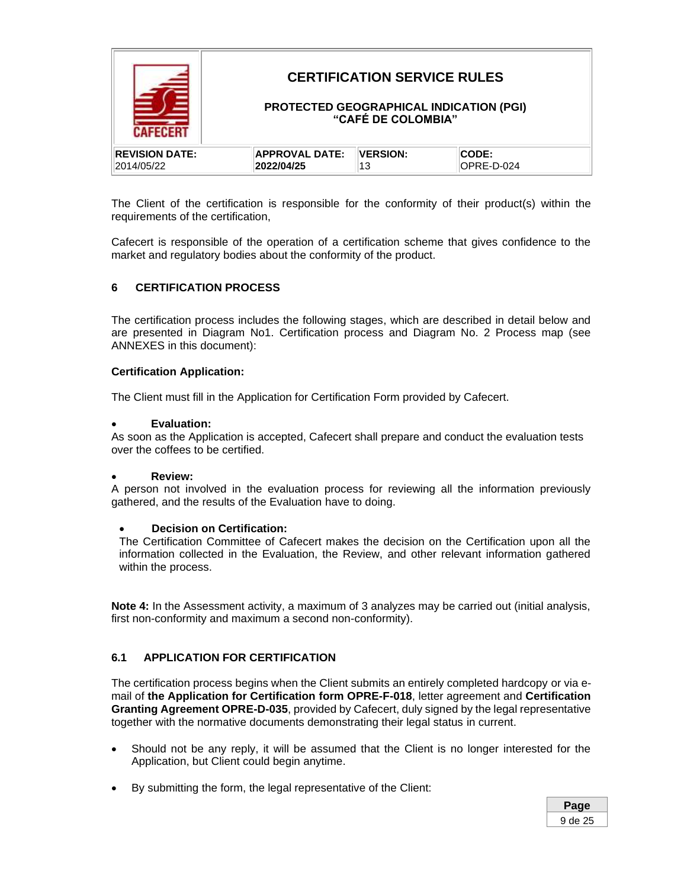The Client of the certification is responsible for the conformity of their product(s) within the requirements of the certification,

Cafecert is responsible of the operation of a certification scheme that gives confidence to the market and regulatory bodies about the conformity of the product.

## 6 CERTIFICATION PROCESS

The certification process includes the following stages, which are described in detail below and are presented in Diagram No1. Certification process and Diagram No. 2 Process map (see ANNEXES in this document):

**Certification Application:**

The Client must fill in the Application for Certification Form provided by Cafecert.

- **Evaluation:**

As soon as the Application is accepted, Cafecert shall prepare and conduct the evaluation tests over the coffees to be certified.

- **Review:**

A person not involved in the evaluation process for reviewing all the information previously gathered, and the results of the Evaluation have to doing.

- **Decision on Certification:**

  The Certification Committee of Cafecert makes the decision on the Certification upon all the information collected in the Evaluation, the Review, and other relevant information gathered within the process.

**Note 4:** In the Assessment activity, a maximum of 3 analyzes may be carried out (initial analysis, first non-conformity and maximum a second non-conformity).

### 6.1 APPLICATION FOR CERTIFICATION

The certification process begins when the Client submits an entirely completed hardcopy or via e-mail of **the Application for Certification form OPRE-F-018**, letter agreement and **Certification Granting Agreement OPRE-D-035**, provided by Cafecert, duly signed by the legal representative together with the normative documents demonstrating their legal status in current.

- Should not be any reply, it will be assumed that the Client is no longer interested for the Application, but Client could begin anytime.
- By submitting the form, the legal representative of the Client: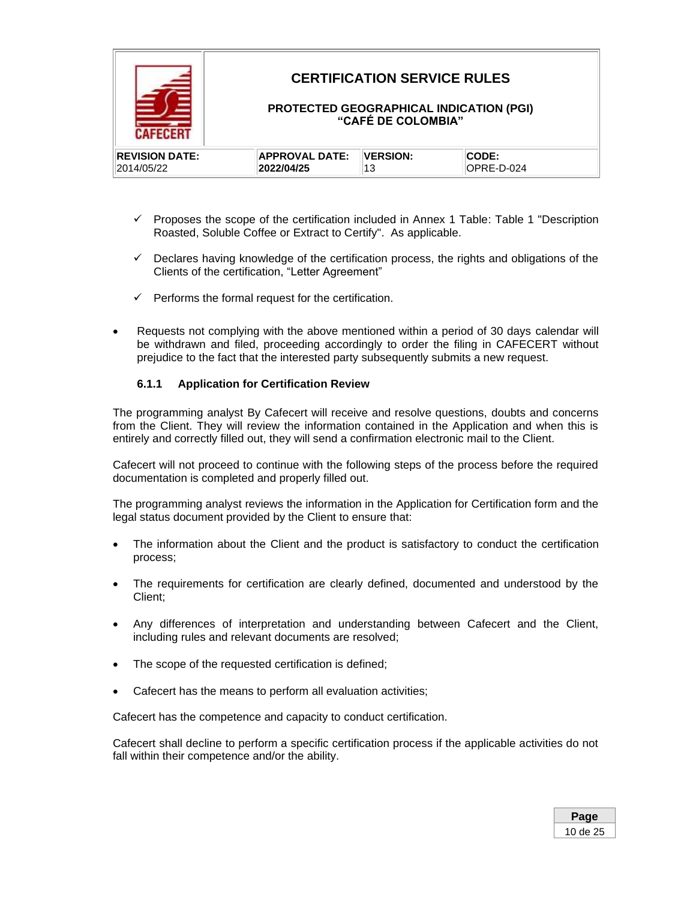- ✓ Proposes the scope of the certification included in Annex 1 Table: Table 1 "Description Roasted, Soluble Coffee or Extract to Certify". As applicable.

- ✓ Declares having knowledge of the certification process, the rights and obligations of the Clients of the certification, “Letter Agreement”

- ✓ Performs the formal request for the certification.

- Requests not complying with the above mentioned within a period of 30 days calendar will be withdrawn and filed, proceeding accordingly to order the filing in CAFECERT without prejudice to the fact that the interested party subsequently submits a new request.

#### 6.1.1 Application for Certification Review

The programming analyst By Cafecert will receive and resolve questions, doubts and concerns from the Client. They will review the information contained in the Application and when this is entirely and correctly filled out, they will send a confirmation electronic mail to the Client.

Cafecert will not proceed to continue with the following steps of the process before the required documentation is completed and properly filled out.

The programming analyst reviews the information in the Application for Certification form and the legal status document provided by the Client to ensure that:

- The information about the Client and the product is satisfactory to conduct the certification process;

- The requirements for certification are clearly defined, documented and understood by the Client;

- Any differences of interpretation and understanding between Cafecert and the Client, including rules and relevant documents are resolved;

- The scope of the requested certification is defined;

- Cafecert has the means to perform all evaluation activities;

Cafecert has the competence and capacity to conduct certification.

Cafecert shall decline to perform a specific certification process if the applicable activities do not fall within their competence and/or the ability.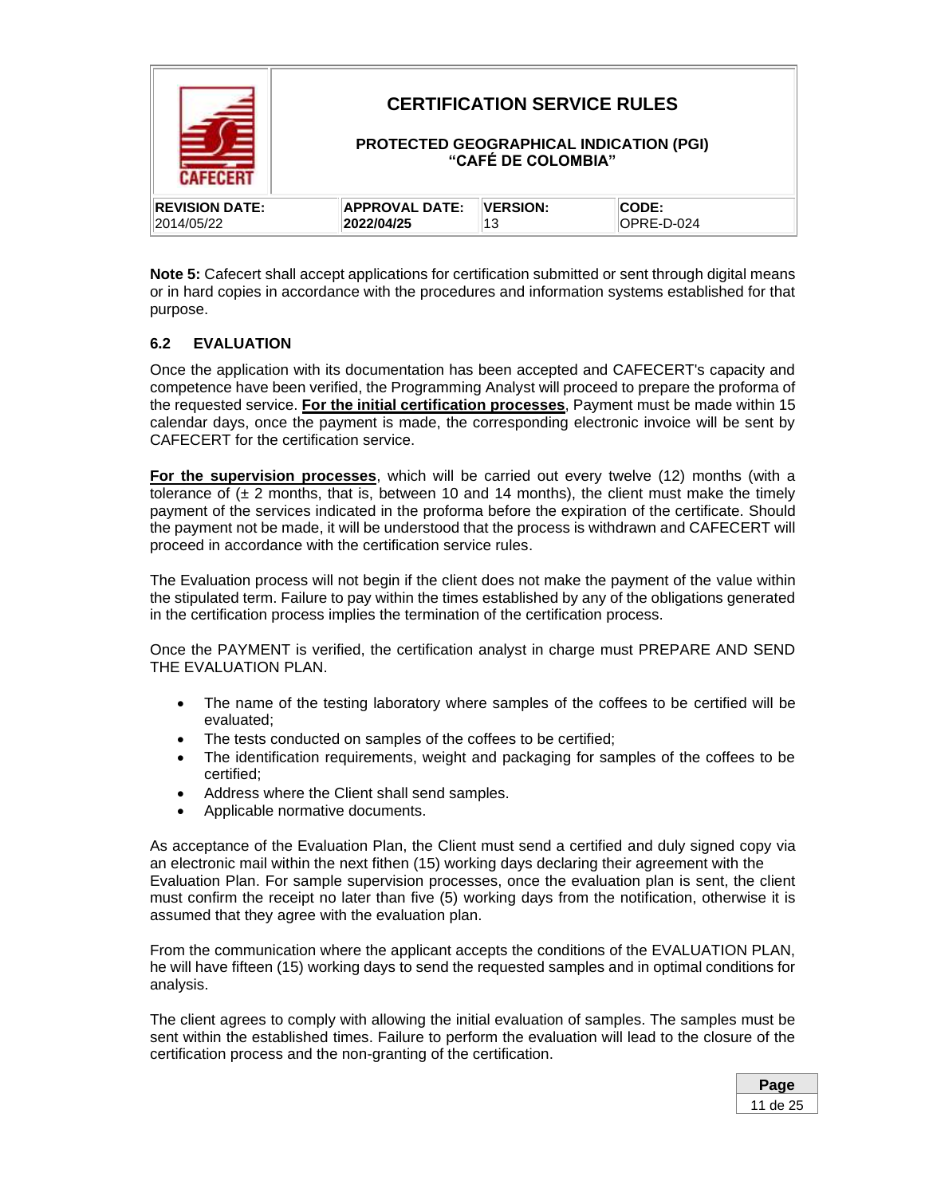**Note 5:** Cafecert shall accept applications for certification submitted or sent through digital means or in hard copies in accordance with the procedures and information systems established for that purpose.

### 6.2 EVALUATION

Once the application with its documentation has been accepted and CAFECERT's capacity and competence have been verified, the Programming Analyst will proceed to prepare the proforma of the requested service. **<u>For the initial certification processes</u>**, Payment must be made within 15 calendar days, once the payment is made, the corresponding electronic invoice will be sent by CAFECERT for the certification service.

**<u>For the supervision processes</u>**, which will be carried out every twelve (12) months (with a tolerance of (± 2 months, that is, between 10 and 14 months), the client must make the timely payment of the services indicated in the proforma before the expiration of the certificate. Should the payment not be made, it will be understood that the process is withdrawn and CAFECERT will proceed in accordance with the certification service rules.

The Evaluation process will not begin if the client does not make the payment of the value within the stipulated term. Failure to pay within the times established by any of the obligations generated in the certification process implies the termination of the certification process.

Once the PAYMENT is verified, the certification analyst in charge must PREPARE AND SEND THE EVALUATION PLAN.

- The name of the testing laboratory where samples of the coffees to be certified will be evaluated;
- The tests conducted on samples of the coffees to be certified;
- The identification requirements, weight and packaging for samples of the coffees to be certified;
- Address where the Client shall send samples.
- Applicable normative documents.

As acceptance of the Evaluation Plan, the Client must send a certified and duly signed copy via an electronic mail within the next fithen (15) working days declaring their agreement with the Evaluation Plan. For sample supervision processes, once the evaluation plan is sent, the client must confirm the receipt no later than five (5) working days from the notification, otherwise it is assumed that they agree with the evaluation plan.

From the communication where the applicant accepts the conditions of the EVALUATION PLAN, he will have fifteen (15) working days to send the requested samples and in optimal conditions for analysis.

The client agrees to comply with allowing the initial evaluation of samples. The samples must be sent within the established times. Failure to perform the evaluation will lead to the closure of the certification process and the non-granting of the certification.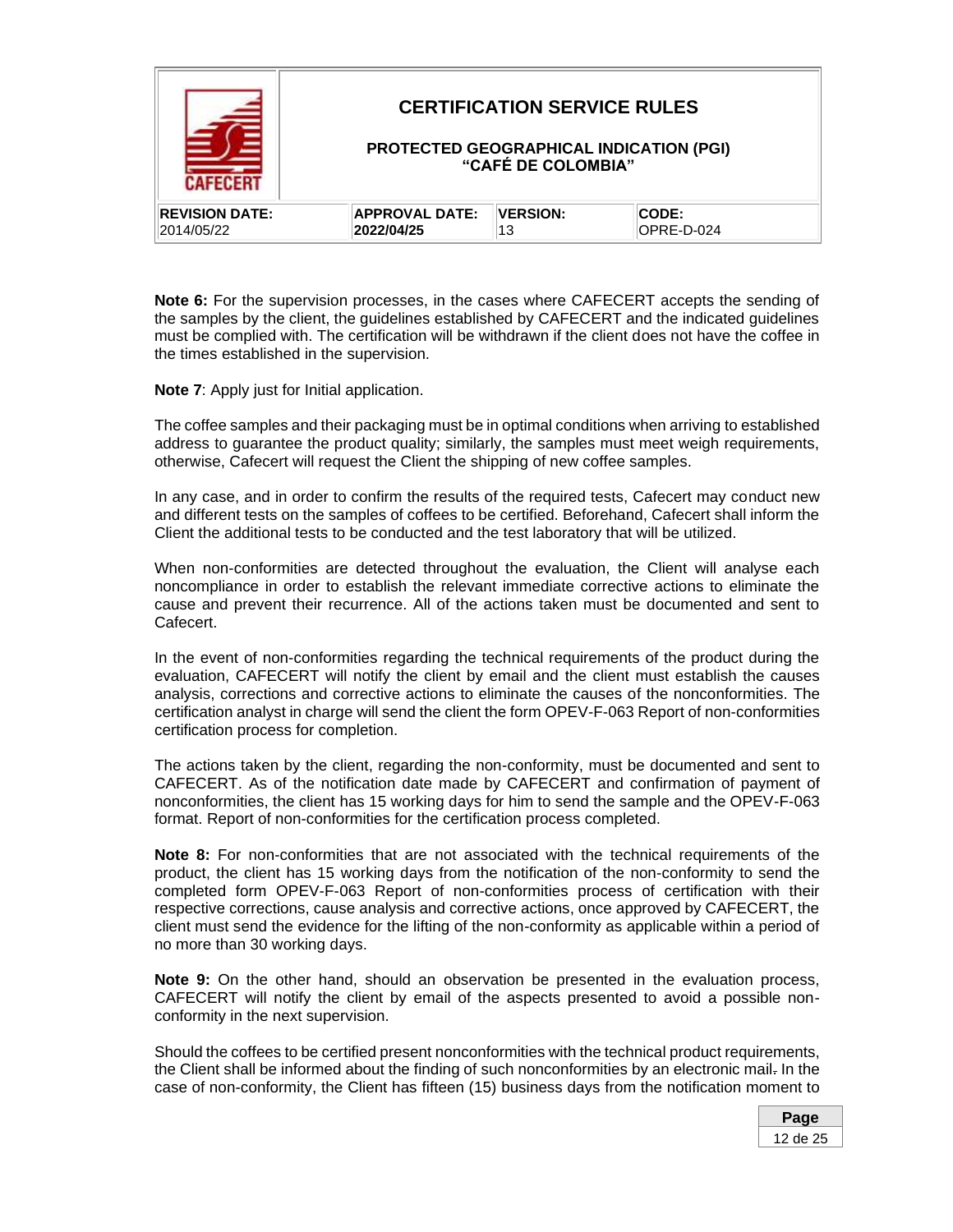**Note 6:** For the supervision processes, in the cases where CAFECERT accepts the sending of the samples by the client, the guidelines established by CAFECERT and the indicated guidelines must be complied with. The certification will be withdrawn if the client does not have the coffee in the times established in the supervision.

**Note 7**: Apply just for Initial application.

The coffee samples and their packaging must be in optimal conditions when arriving to established address to guarantee the product quality; similarly, the samples must meet weigh requirements, otherwise, Cafecert will request the Client the shipping of new coffee samples.

In any case, and in order to confirm the results of the required tests, Cafecert may conduct new and different tests on the samples of coffees to be certified. Beforehand, Cafecert shall inform the Client the additional tests to be conducted and the test laboratory that will be utilized.

When non-conformities are detected throughout the evaluation, the Client will analyse each noncompliance in order to establish the relevant immediate corrective actions to eliminate the cause and prevent their recurrence. All of the actions taken must be documented and sent to Cafecert.

In the event of non-conformities regarding the technical requirements of the product during the evaluation, CAFECERT will notify the client by email and the client must establish the causes analysis, corrections and corrective actions to eliminate the causes of the nonconformities. The certification analyst in charge will send the client the form OPEV-F-063 Report of non-conformities certification process for completion.

The actions taken by the client, regarding the non-conformity, must be documented and sent to CAFECERT. As of the notification date made by CAFECERT and confirmation of payment of nonconformities, the client has 15 working days for him to send the sample and the OPEV-F-063 format. Report of non-conformities for the certification process completed.

**Note 8:** For non-conformities that are not associated with the technical requirements of the product, the client has 15 working days from the notification of the non-conformity to send the completed form OPEV-F-063 Report of non-conformities process of certification with their respective corrections, cause analysis and corrective actions, once approved by CAFECERT, the client must send the evidence for the lifting of the non-conformity as applicable within a period of no more than 30 working days.

**Note 9:** On the other hand, should an observation be presented in the evaluation process, CAFECERT will notify the client by email of the aspects presented to avoid a possible non-conformity in the next supervision.

Should the coffees to be certified present nonconformities with the technical product requirements, the Client shall be informed about the finding of such nonconformities by an electronic mail. In the case of non-conformity, the Client has fifteen (15) business days from the notification moment to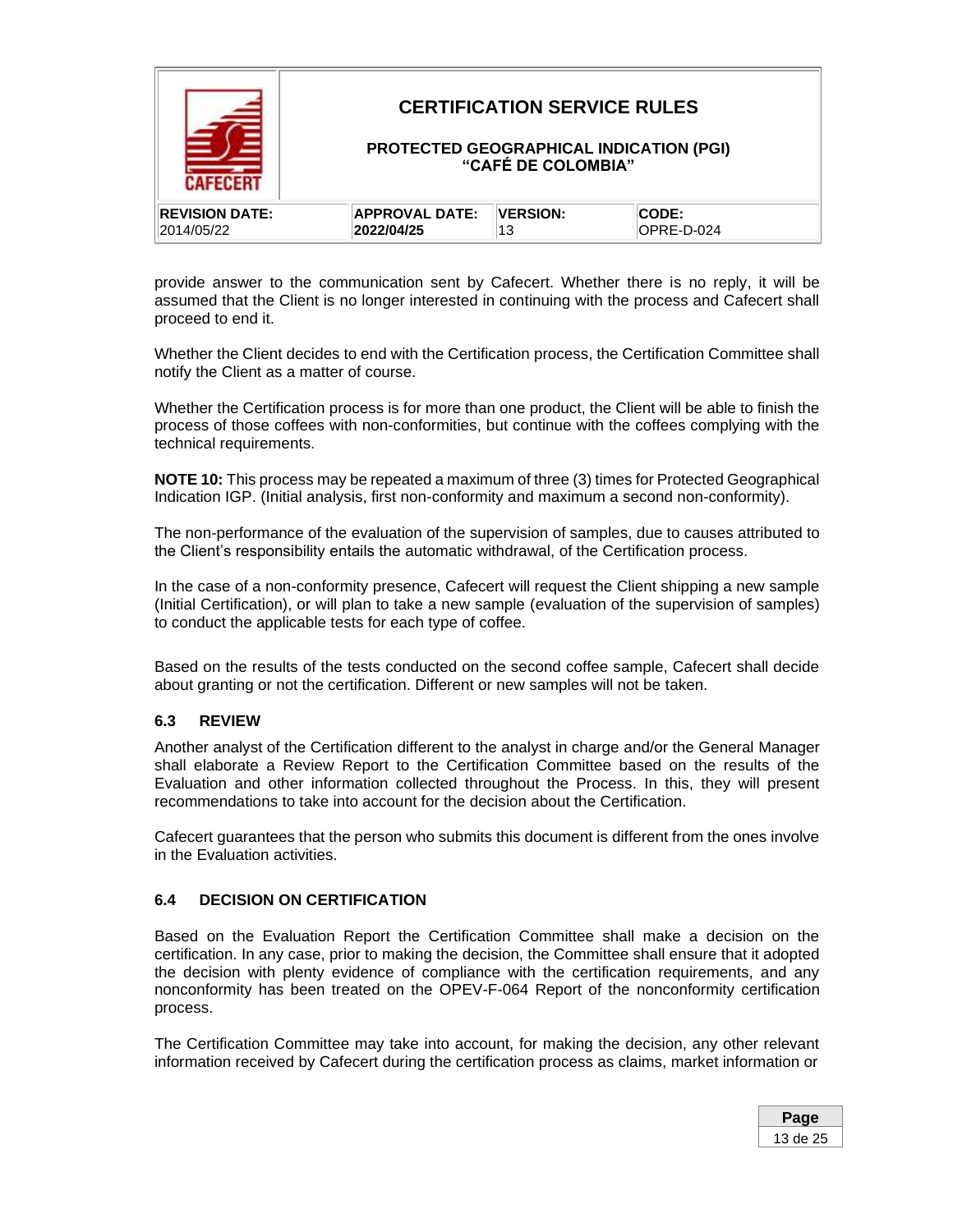provide answer to the communication sent by Cafecert. Whether there is no reply, it will be assumed that the Client is no longer interested in continuing with the process and Cafecert shall proceed to end it.

Whether the Client decides to end with the Certification process, the Certification Committee shall notify the Client as a matter of course.

Whether the Certification process is for more than one product, the Client will be able to finish the process of those coffees with non-conformities, but continue with the coffees complying with the technical requirements.

**NOTE 10:** This process may be repeated a maximum of three (3) times for Protected Geographical Indication IGP. (Initial analysis, first non-conformity and maximum a second non-conformity).

The non-performance of the evaluation of the supervision of samples, due to causes attributed to the Client's responsibility entails the automatic withdrawal, of the Certification process.

In the case of a non-conformity presence, Cafecert will request the Client shipping a new sample (Initial Certification), or will plan to take a new sample (evaluation of the supervision of samples) to conduct the applicable tests for each type of coffee.

Based on the results of the tests conducted on the second coffee sample, Cafecert shall decide about granting or not the certification. Different or new samples will not be taken.

### 6.3 REVIEW

Another analyst of the Certification different to the analyst in charge and/or the General Manager shall elaborate a Review Report to the Certification Committee based on the results of the Evaluation and other information collected throughout the Process. In this, they will present recommendations to take into account for the decision about the Certification.

Cafecert guarantees that the person who submits this document is different from the ones involve in the Evaluation activities.

### 6.4 DECISION ON CERTIFICATION

Based on the Evaluation Report the Certification Committee shall make a decision on the certification. In any case, prior to making the decision, the Committee shall ensure that it adopted the decision with plenty evidence of compliance with the certification requirements, and any nonconformity has been treated on the OPEV-F-064 Report of the nonconformity certification process.

The Certification Committee may take into account, for making the decision, any other relevant information received by Cafecert during the certification process as claims, market information or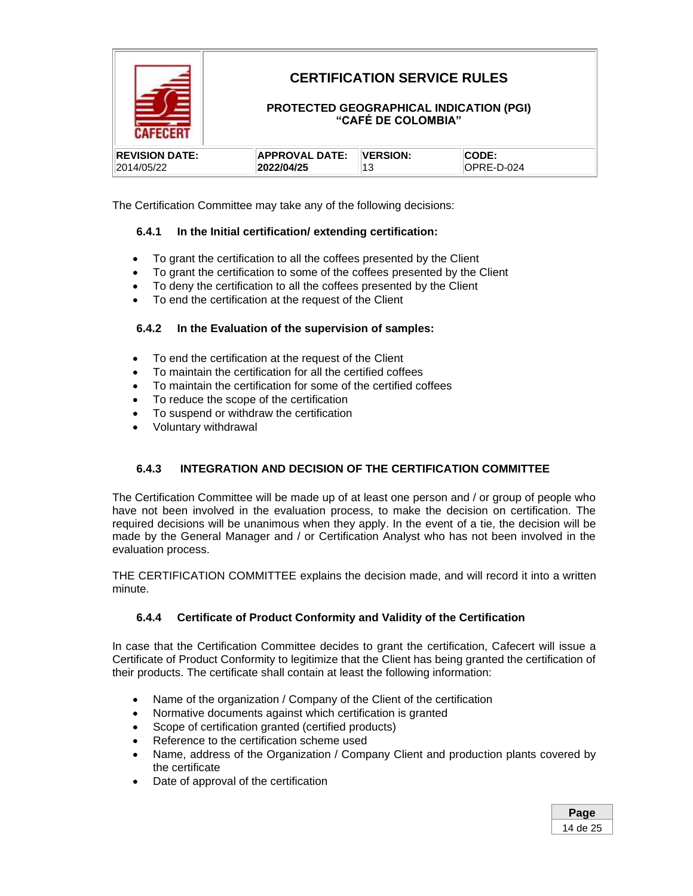The Certification Committee may take any of the following decisions:

### 6.4.1 In the Initial certification/ extending certification:

- To grant the certification to all the coffees presented by the Client
- To grant the certification to some of the coffees presented by the Client
- To deny the certification to all the coffees presented by the Client
- To end the certification at the request of the Client

### 6.4.2 In the Evaluation of the supervision of samples:

- To end the certification at the request of the Client
- To maintain the certification for all the certified coffees
- To maintain the certification for some of the certified coffees
- To reduce the scope of the certification
- To suspend or withdraw the certification
- Voluntary withdrawal

### 6.4.3 INTEGRATION AND DECISION OF THE CERTIFICATION COMMITTEE

The Certification Committee will be made up of at least one person and / or group of people who have not been involved in the evaluation process, to make the decision on certification. The required decisions will be unanimous when they apply. In the event of a tie, the decision will be made by the General Manager and / or Certification Analyst who has not been involved in the evaluation process.

THE CERTIFICATION COMMITTEE explains the decision made, and will record it into a written minute.

### 6.4.4 Certificate of Product Conformity and Validity of the Certification

In case that the Certification Committee decides to grant the certification, Cafecert will issue a Certificate of Product Conformity to legitimize that the Client has being granted the certification of their products. The certificate shall contain at least the following information:

- Name of the organization / Company of the Client of the certification
- Normative documents against which certification is granted
- Scope of certification granted (certified products)
- Reference to the certification scheme used
- Name, address of the Organization / Company Client and production plants covered by the certificate
- Date of approval of the certification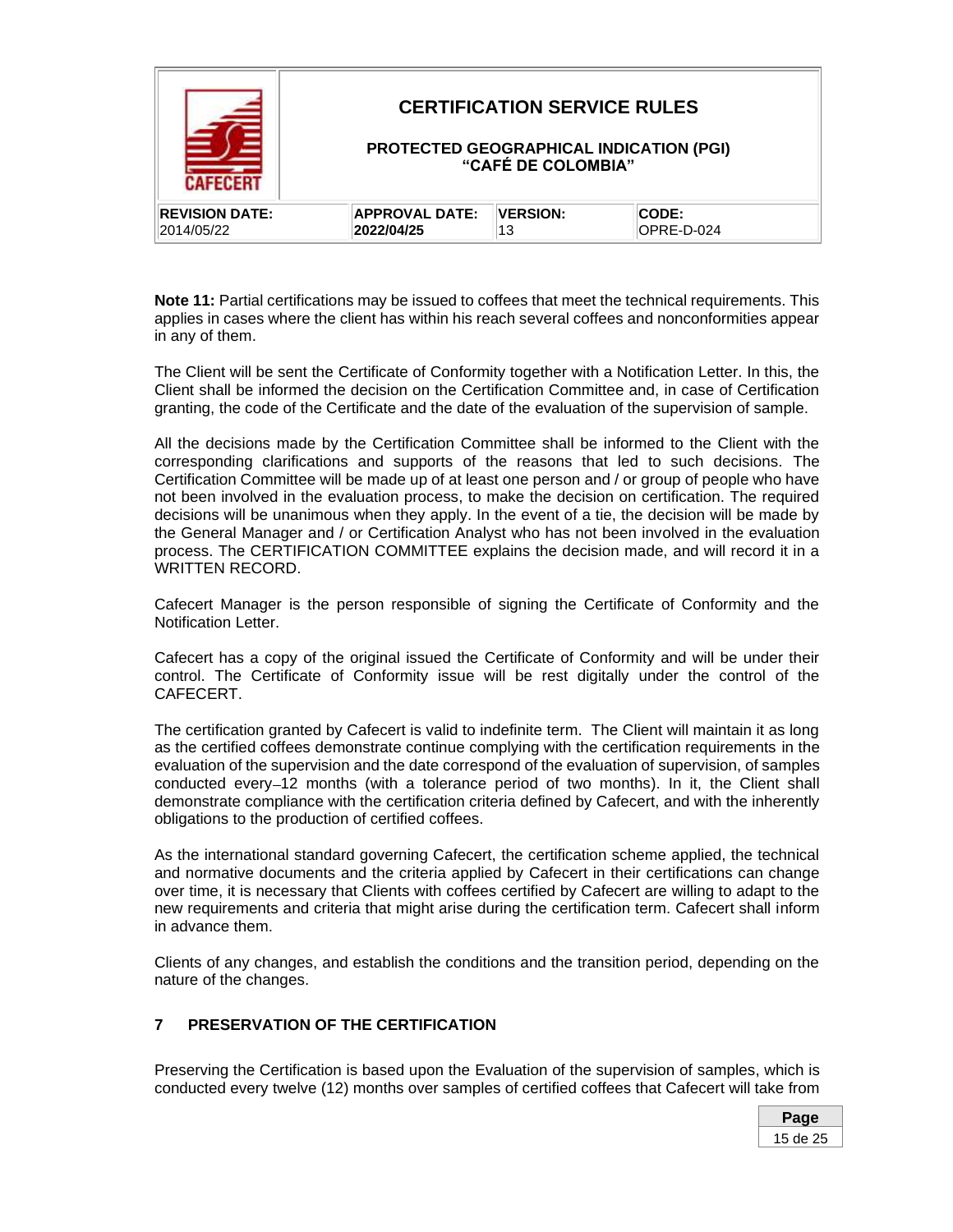**Note 11:** Partial certifications may be issued to coffees that meet the technical requirements. This applies in cases where the client has within his reach several coffees and nonconformities appear in any of them.

The Client will be sent the Certificate of Conformity together with a Notification Letter. In this, the Client shall be informed the decision on the Certification Committee and, in case of Certification granting, the code of the Certificate and the date of the evaluation of the supervision of sample.

All the decisions made by the Certification Committee shall be informed to the Client with the corresponding clarifications and supports of the reasons that led to such decisions. The Certification Committee will be made up of at least one person and / or group of people who have not been involved in the evaluation process, to make the decision on certification. The required decisions will be unanimous when they apply. In the event of a tie, the decision will be made by the General Manager and / or Certification Analyst who has not been involved in the evaluation process. The CERTIFICATION COMMITTEE explains the decision made, and will record it in a WRITTEN RECORD.

Cafecert Manager is the person responsible of signing the Certificate of Conformity and the Notification Letter.

Cafecert has a copy of the original issued the Certificate of Conformity and will be under their control. The Certificate of Conformity issue will be rest digitally under the control of the CAFECERT.

The certification granted by Cafecert is valid to indefinite term. The Client will maintain it as long as the certified coffees demonstrate continue complying with the certification requirements in the evaluation of the supervision and the date correspond of the evaluation of supervision, of samples conducted every 12 months (with a tolerance period of two months). In it, the Client shall demonstrate compliance with the certification criteria defined by Cafecert, and with the inherently obligations to the production of certified coffees.

As the international standard governing Cafecert, the certification scheme applied, the technical and normative documents and the criteria applied by Cafecert in their certifications can change over time, it is necessary that Clients with coffees certified by Cafecert are willing to adapt to the new requirements and criteria that might arise during the certification term. Cafecert shall inform in advance them.

Clients of any changes, and establish the conditions and the transition period, depending on the nature of the changes.

## 7 PRESERVATION OF THE CERTIFICATION

Preserving the Certification is based upon the Evaluation of the supervision of samples, which is conducted every twelve (12) months over samples of certified coffees that Cafecert will take from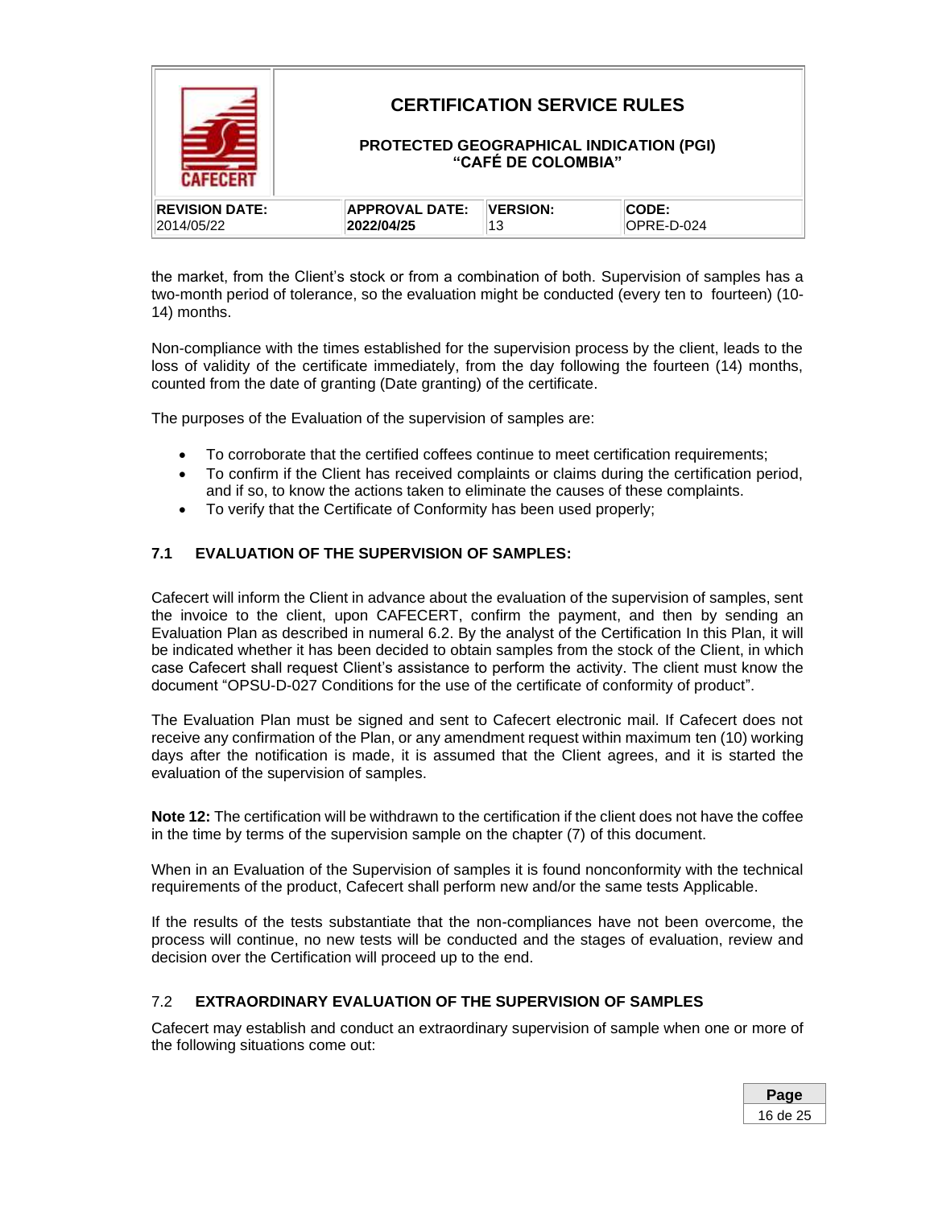the market, from the Client's stock or from a combination of both. Supervision of samples has a two-month period of tolerance, so the evaluation might be conducted (every ten to fourteen) (10-14) months.

Non-compliance with the times established for the supervision process by the client, leads to the loss of validity of the certificate immediately, from the day following the fourteen (14) months, counted from the date of granting (Date granting) of the certificate.

The purposes of the Evaluation of the supervision of samples are:

- To corroborate that the certified coffees continue to meet certification requirements;
- To confirm if the Client has received complaints or claims during the certification period, and if so, to know the actions taken to eliminate the causes of these complaints.
- To verify that the Certificate of Conformity has been used properly;

## 7.1 EVALUATION OF THE SUPERVISION OF SAMPLES:

Cafecert will inform the Client in advance about the evaluation of the supervision of samples, sent the invoice to the client, upon CAFECERT, confirm the payment, and then by sending an Evaluation Plan as described in numeral 6.2. By the analyst of the Certification In this Plan, it will be indicated whether it has been decided to obtain samples from the stock of the Client, in which case Cafecert shall request Client's assistance to perform the activity. The client must know the document "OPSU-D-027 Conditions for the use of the certificate of conformity of product".

The Evaluation Plan must be signed and sent to Cafecert electronic mail. If Cafecert does not receive any confirmation of the Plan, or any amendment request within maximum ten (10) working days after the notification is made, it is assumed that the Client agrees, and it is started the evaluation of the supervision of samples.

**Note 12:** The certification will be withdrawn to the certification if the client does not have the coffee in the time by terms of the supervision sample on the chapter (7) of this document.

When in an Evaluation of the Supervision of samples it is found nonconformity with the technical requirements of the product, Cafecert shall perform new and/or the same tests Applicable.

If the results of the tests substantiate that the non-compliances have not been overcome, the process will continue, no new tests will be conducted and the stages of evaluation, review and decision over the Certification will proceed up to the end.

## 7.2 EXTRAORDINARY EVALUATION OF THE SUPERVISION OF SAMPLES

Cafecert may establish and conduct an extraordinary supervision of sample when one or more of the following situations come out: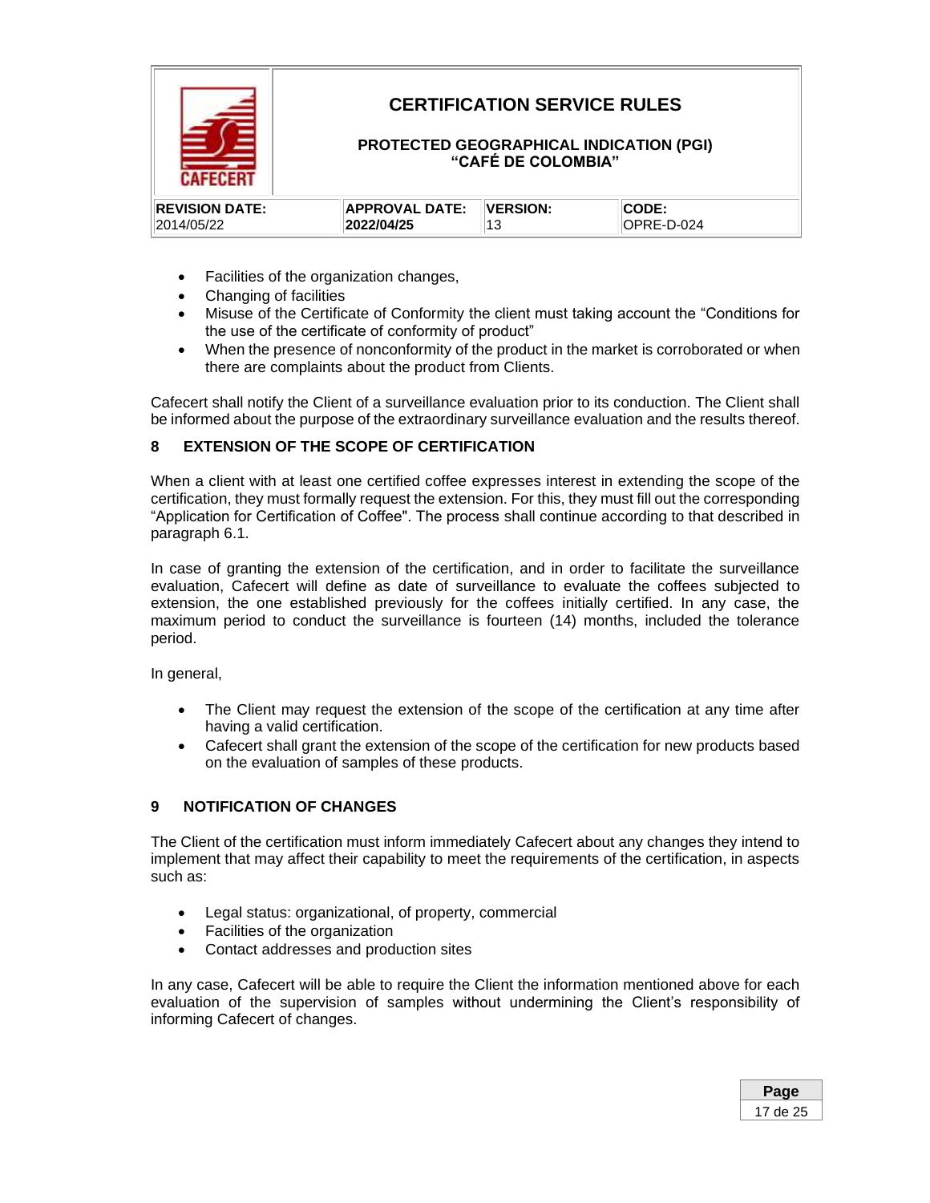- Facilities of the organization changes,
- Changing of facilities
- Misuse of the Certificate of Conformity the client must taking account the "Conditions for the use of the certificate of conformity of product"
- When the presence of nonconformity of the product in the market is corroborated or when there are complaints about the product from Clients.

Cafecert shall notify the Client of a surveillance evaluation prior to its conduction. The Client shall be informed about the purpose of the extraordinary surveillance evaluation and the results thereof.

## 8 EXTENSION OF THE SCOPE OF CERTIFICATION

When a client with at least one certified coffee expresses interest in extending the scope of the certification, they must formally request the extension. For this, they must fill out the corresponding "Application for Certification of Coffee". The process shall continue according to that described in paragraph 6.1.

In case of granting the extension of the certification, and in order to facilitate the surveillance evaluation, Cafecert will define as date of surveillance to evaluate the coffees subjected to extension, the one established previously for the coffees initially certified. In any case, the maximum period to conduct the surveillance is fourteen (14) months, included the tolerance period.

In general,

- The Client may request the extension of the scope of the certification at any time after having a valid certification.
- Cafecert shall grant the extension of the scope of the certification for new products based on the evaluation of samples of these products.

## 9 NOTIFICATION OF CHANGES

The Client of the certification must inform immediately Cafecert about any changes they intend to implement that may affect their capability to meet the requirements of the certification, in aspects such as:

- Legal status: organizational, of property, commercial
- Facilities of the organization
- Contact addresses and production sites

In any case, Cafecert will be able to require the Client the information mentioned above for each evaluation of the supervision of samples without undermining the Client's responsibility of informing Cafecert of changes.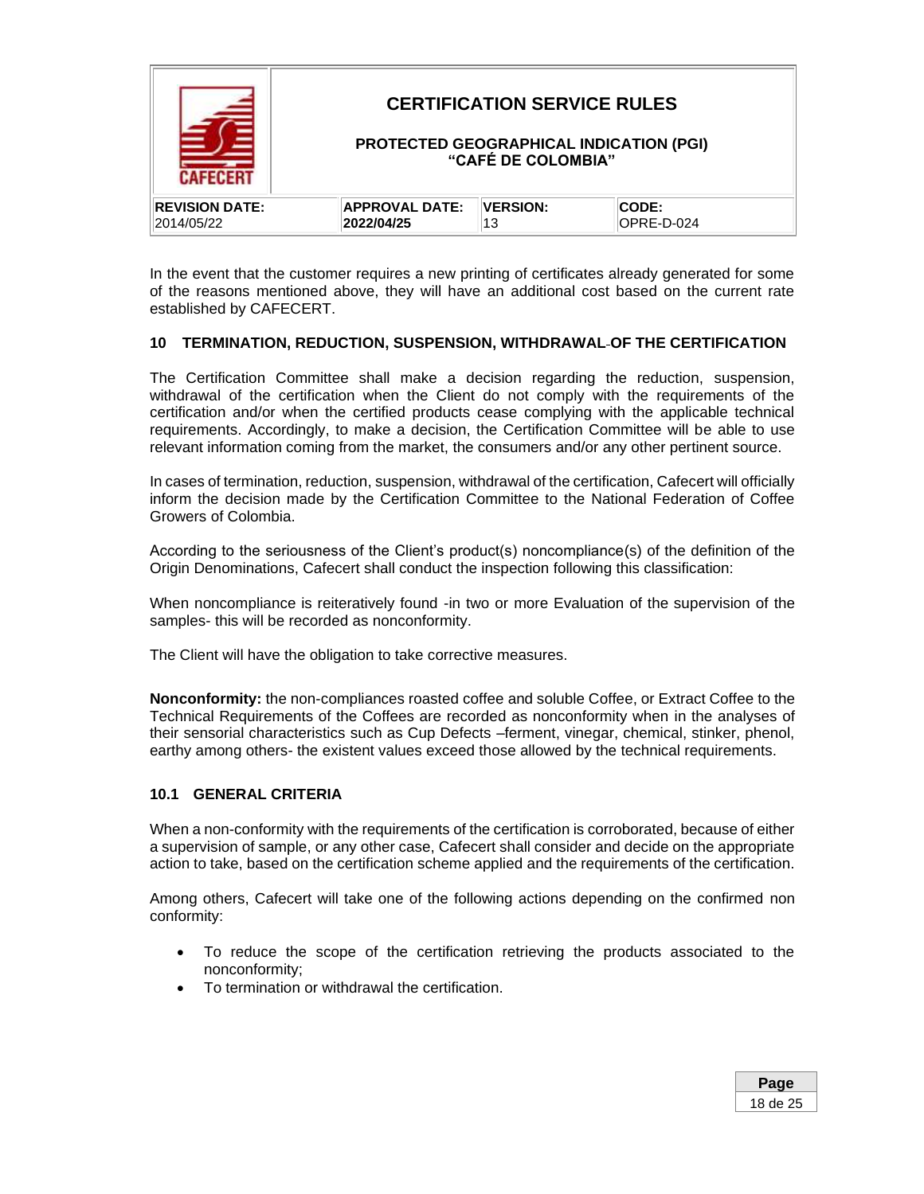In the event that the customer requires a new printing of certificates already generated for some of the reasons mentioned above, they will have an additional cost based on the current rate established by CAFECERT.

## 10 TERMINATION, REDUCTION, SUSPENSION, WITHDRAWAL OF THE CERTIFICATION

The Certification Committee shall make a decision regarding the reduction, suspension, withdrawal of the certification when the Client do not comply with the requirements of the certification and/or when the certified products cease complying with the applicable technical requirements. Accordingly, to make a decision, the Certification Committee will be able to use relevant information coming from the market, the consumers and/or any other pertinent source.

In cases of termination, reduction, suspension, withdrawal of the certification, Cafecert will officially inform the decision made by the Certification Committee to the National Federation of Coffee Growers of Colombia.

According to the seriousness of the Client's product(s) noncompliance(s) of the definition of the Origin Denominations, Cafecert shall conduct the inspection following this classification:

When noncompliance is reiteratively found -in two or more Evaluation of the supervision of the samples- this will be recorded as nonconformity.

The Client will have the obligation to take corrective measures.

**Nonconformity:** the non-compliances roasted coffee and soluble Coffee, or Extract Coffee to the Technical Requirements of the Coffees are recorded as nonconformity when in the analyses of their sensorial characteristics such as Cup Defects –ferment, vinegar, chemical, stinker, phenol, earthy among others- the existent values exceed those allowed by the technical requirements.

### 10.1 GENERAL CRITERIA

When a non-conformity with the requirements of the certification is corroborated, because of either a supervision of sample, or any other case, Cafecert shall consider and decide on the appropriate action to take, based on the certification scheme applied and the requirements of the certification.

Among others, Cafecert will take one of the following actions depending on the confirmed non conformity:

- To reduce the scope of the certification retrieving the products associated to the nonconformity;
- To termination or withdrawal the certification.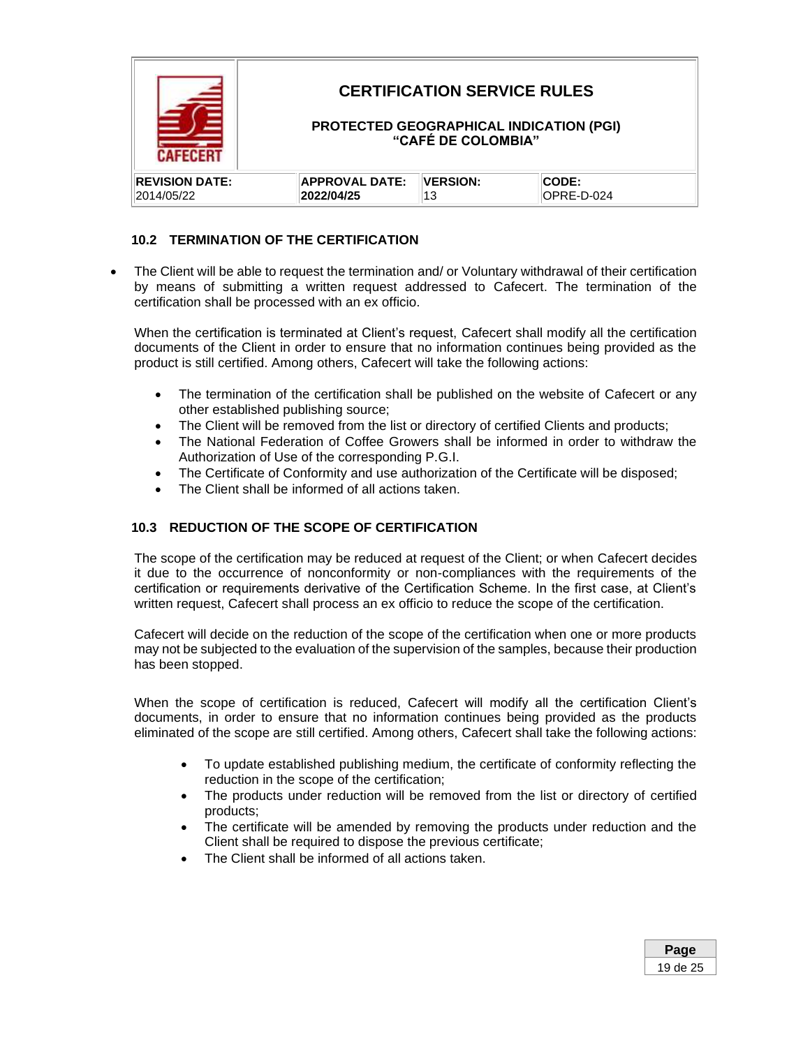## 10.2 TERMINATION OF THE CERTIFICATION

- The Client will be able to request the termination and/ or Voluntary withdrawal of their certification by means of submitting a written request addressed to Cafecert. The termination of the certification shall be processed with an ex officio.

  When the certification is terminated at Client's request, Cafecert shall modify all the certification documents of the Client in order to ensure that no information continues being provided as the product is still certified. Among others, Cafecert will take the following actions:

  - The termination of the certification shall be published on the website of Cafecert or any other established publishing source;
  - The Client will be removed from the list or directory of certified Clients and products;
  - The National Federation of Coffee Growers shall be informed in order to withdraw the Authorization of Use of the corresponding P.G.I.
  - The Certificate of Conformity and use authorization of the Certificate will be disposed;
  - The Client shall be informed of all actions taken.

## 10.3 REDUCTION OF THE SCOPE OF CERTIFICATION

The scope of the certification may be reduced at request of the Client; or when Cafecert decides it due to the occurrence of nonconformity or non-compliances with the requirements of the certification or requirements derivative of the Certification Scheme. In the first case, at Client's written request, Cafecert shall process an ex officio to reduce the scope of the certification.

Cafecert will decide on the reduction of the scope of the certification when one or more products may not be subjected to the evaluation of the supervision of the samples, because their production has been stopped.

When the scope of certification is reduced, Cafecert will modify all the certification Client's documents, in order to ensure that no information continues being provided as the products eliminated of the scope are still certified. Among others, Cafecert shall take the following actions:

- To update established publishing medium, the certificate of conformity reflecting the reduction in the scope of the certification;
- The products under reduction will be removed from the list or directory of certified products;
- The certificate will be amended by removing the products under reduction and the Client shall be required to dispose the previous certificate;
- The Client shall be informed of all actions taken.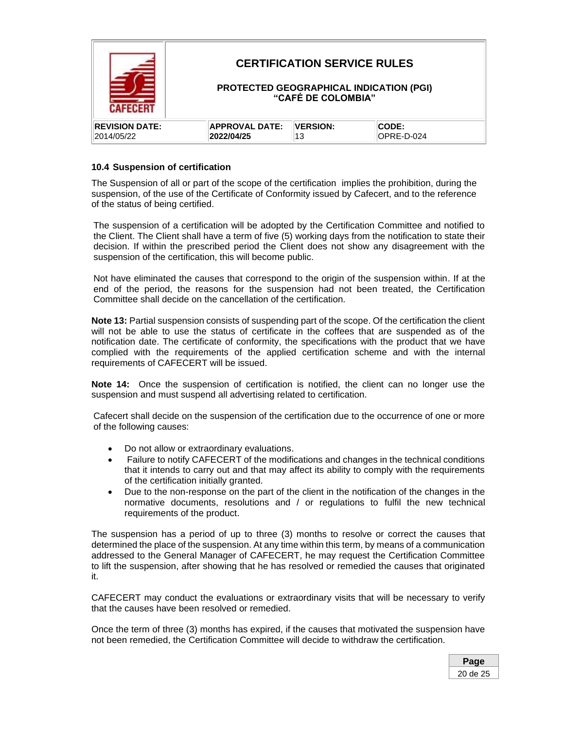### 10.4 Suspension of certification

The Suspension of all or part of the scope of the certification implies the prohibition, during the suspension, of the use of the Certificate of Conformity issued by Cafecert, and to the reference of the status of being certified.

The suspension of a certification will be adopted by the Certification Committee and notified to the Client. The Client shall have a term of five (5) working days from the notification to state their decision. If within the prescribed period the Client does not show any disagreement with the suspension of the certification, this will become public.

Not have eliminated the causes that correspond to the origin of the suspension within. If at the end of the period, the reasons for the suspension had not been treated, the Certification Committee shall decide on the cancellation of the certification.

**Note 13:** Partial suspension consists of suspending part of the scope. Of the certification the client will not be able to use the status of certificate in the coffees that are suspended as of the notification date. The certificate of conformity, the specifications with the product that we have complied with the requirements of the applied certification scheme and with the internal requirements of CAFECERT will be issued.

**Note 14:** Once the suspension of certification is notified, the client can no longer use the suspension and must suspend all advertising related to certification.

Cafecert shall decide on the suspension of the certification due to the occurrence of one or more of the following causes:

- Do not allow or extraordinary evaluations.
- Failure to notify CAFECERT of the modifications and changes in the technical conditions that it intends to carry out and that may affect its ability to comply with the requirements of the certification initially granted.
- Due to the non-response on the part of the client in the notification of the changes in the normative documents, resolutions and / or regulations to fulfil the new technical requirements of the product.

The suspension has a period of up to three (3) months to resolve or correct the causes that determined the place of the suspension. At any time within this term, by means of a communication addressed to the General Manager of CAFECERT, he may request the Certification Committee to lift the suspension, after showing that he has resolved or remedied the causes that originated it.

CAFECERT may conduct the evaluations or extraordinary visits that will be necessary to verify that the causes have been resolved or remedied.

Once the term of three (3) months has expired, if the causes that motivated the suspension have not been remedied, the Certification Committee will decide to withdraw the certification.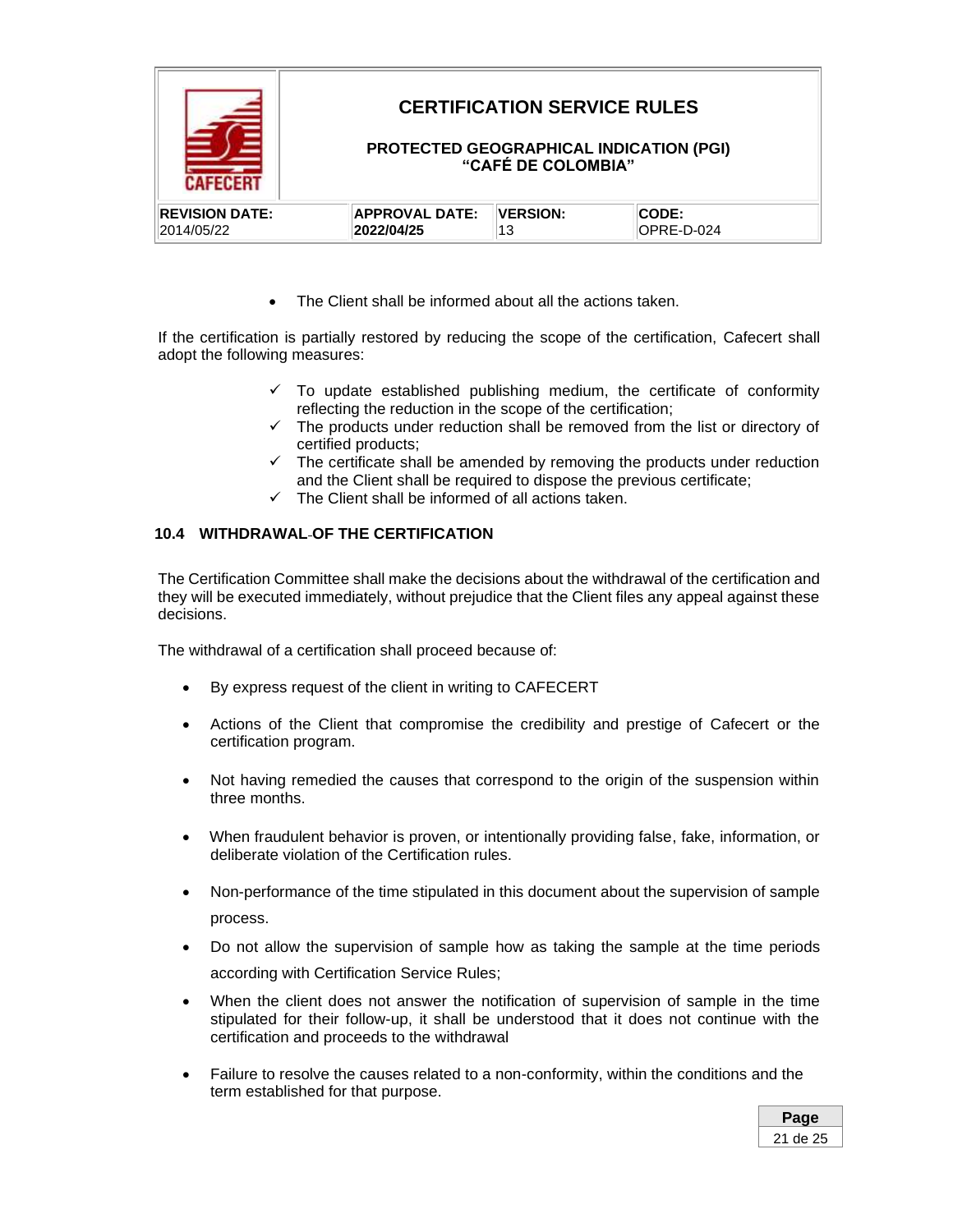- The Client shall be informed about all the actions taken.

If the certification is partially restored by reducing the scope of the certification, Cafecert shall adopt the following measures:

- ✓ To update established publishing medium, the certificate of conformity reflecting the reduction in the scope of the certification;
- ✓ The products under reduction shall be removed from the list or directory of certified products;
- ✓ The certificate shall be amended by removing the products under reduction and the Client shall be required to dispose the previous certificate;
- ✓ The Client shall be informed of all actions taken.

### 10.4 WITHDRAWAL OF THE CERTIFICATION

The Certification Committee shall make the decisions about the withdrawal of the certification and they will be executed immediately, without prejudice that the Client files any appeal against these decisions.

The withdrawal of a certification shall proceed because of:

- By express request of the client in writing to CAFECERT
- Actions of the Client that compromise the credibility and prestige of Cafecert or the certification program.
- Not having remedied the causes that correspond to the origin of the suspension within three months.
- When fraudulent behavior is proven, or intentionally providing false, fake, information, or deliberate violation of the Certification rules.
- Non-performance of the time stipulated in this document about the supervision of sample process.
- Do not allow the supervision of sample how as taking the sample at the time periods according with Certification Service Rules;
- When the client does not answer the notification of supervision of sample in the time stipulated for their follow-up, it shall be understood that it does not continue with the certification and proceeds to the withdrawal
- Failure to resolve the causes related to a non-conformity, within the conditions and the term established for that purpose.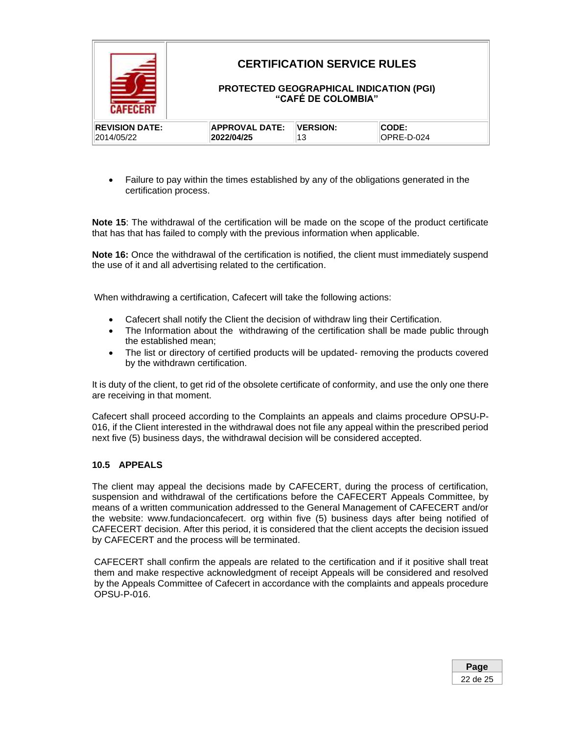- Failure to pay within the times established by any of the obligations generated in the certification process.

**Note 15**: The withdrawal of the certification will be made on the scope of the product certificate that has that has failed to comply with the previous information when applicable.

**Note 16:** Once the withdrawal of the certification is notified, the client must immediately suspend the use of it and all advertising related to the certification.

When withdrawing a certification, Cafecert will take the following actions:

- Cafecert shall notify the Client the decision of withdraw ling their Certification.
- The Information about the withdrawing of the certification shall be made public through the established mean;
- The list or directory of certified products will be updated- removing the products covered by the withdrawn certification.

It is duty of the client, to get rid of the obsolete certificate of conformity, and use the only one there are receiving in that moment.

Cafecert shall proceed according to the Complaints an appeals and claims procedure OPSU-P-016, if the Client interested in the withdrawal does not file any appeal within the prescribed period next five (5) business days, the withdrawal decision will be considered accepted.

### 10.5 APPEALS

The client may appeal the decisions made by CAFECERT, during the process of certification, suspension and withdrawal of the certifications before the CAFECERT Appeals Committee, by means of a written communication addressed to the General Management of CAFECERT and/or the website: www.fundacioncafecert. org within five (5) business days after being notified of CAFECERT decision. After this period, it is considered that the client accepts the decision issued by CAFECERT and the process will be terminated.

CAFECERT shall confirm the appeals are related to the certification and if it positive shall treat them and make respective acknowledgment of receipt Appeals will be considered and resolved by the Appeals Committee of Cafecert in accordance with the complaints and appeals procedure OPSU-P-016.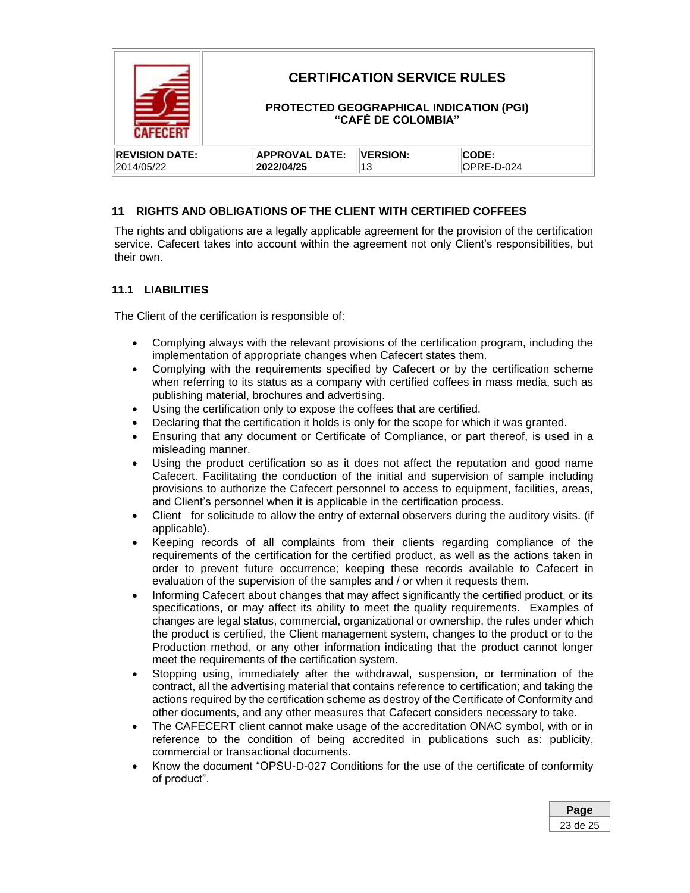## 11 RIGHTS AND OBLIGATIONS OF THE CLIENT WITH CERTIFIED COFFEES

The rights and obligations are a legally applicable agreement for the provision of the certification service. Cafecert takes into account within the agreement not only Client's responsibilities, but their own.

### 11.1 LIABILITIES

The Client of the certification is responsible of:

- Complying always with the relevant provisions of the certification program, including the implementation of appropriate changes when Cafecert states them.
- Complying with the requirements specified by Cafecert or by the certification scheme when referring to its status as a company with certified coffees in mass media, such as publishing material, brochures and advertising.
- Using the certification only to expose the coffees that are certified.
- Declaring that the certification it holds is only for the scope for which it was granted.
- Ensuring that any document or Certificate of Compliance, or part thereof, is used in a misleading manner.
- Using the product certification so as it does not affect the reputation and good name Cafecert. Facilitating the conduction of the initial and supervision of sample including provisions to authorize the Cafecert personnel to access to equipment, facilities, areas, and Client's personnel when it is applicable in the certification process.
- Client for solicitude to allow the entry of external observers during the auditory visits. (if applicable).
- Keeping records of all complaints from their clients regarding compliance of the requirements of the certification for the certified product, as well as the actions taken in order to prevent future occurrence; keeping these records available to Cafecert in evaluation of the supervision of the samples and / or when it requests them.
- Informing Cafecert about changes that may affect significantly the certified product, or its specifications, or may affect its ability to meet the quality requirements. Examples of changes are legal status, commercial, organizational or ownership, the rules under which the product is certified, the Client management system, changes to the product or to the Production method, or any other information indicating that the product cannot longer meet the requirements of the certification system.
- Stopping using, immediately after the withdrawal, suspension, or termination of the contract, all the advertising material that contains reference to certification; and taking the actions required by the certification scheme as destroy of the Certificate of Conformity and other documents, and any other measures that Cafecert considers necessary to take.
- The CAFECERT client cannot make usage of the accreditation ONAC symbol, with or in reference to the condition of being accredited in publications such as: publicity, commercial or transactional documents.
- Know the document "OPSU-D-027 Conditions for the use of the certificate of conformity of product".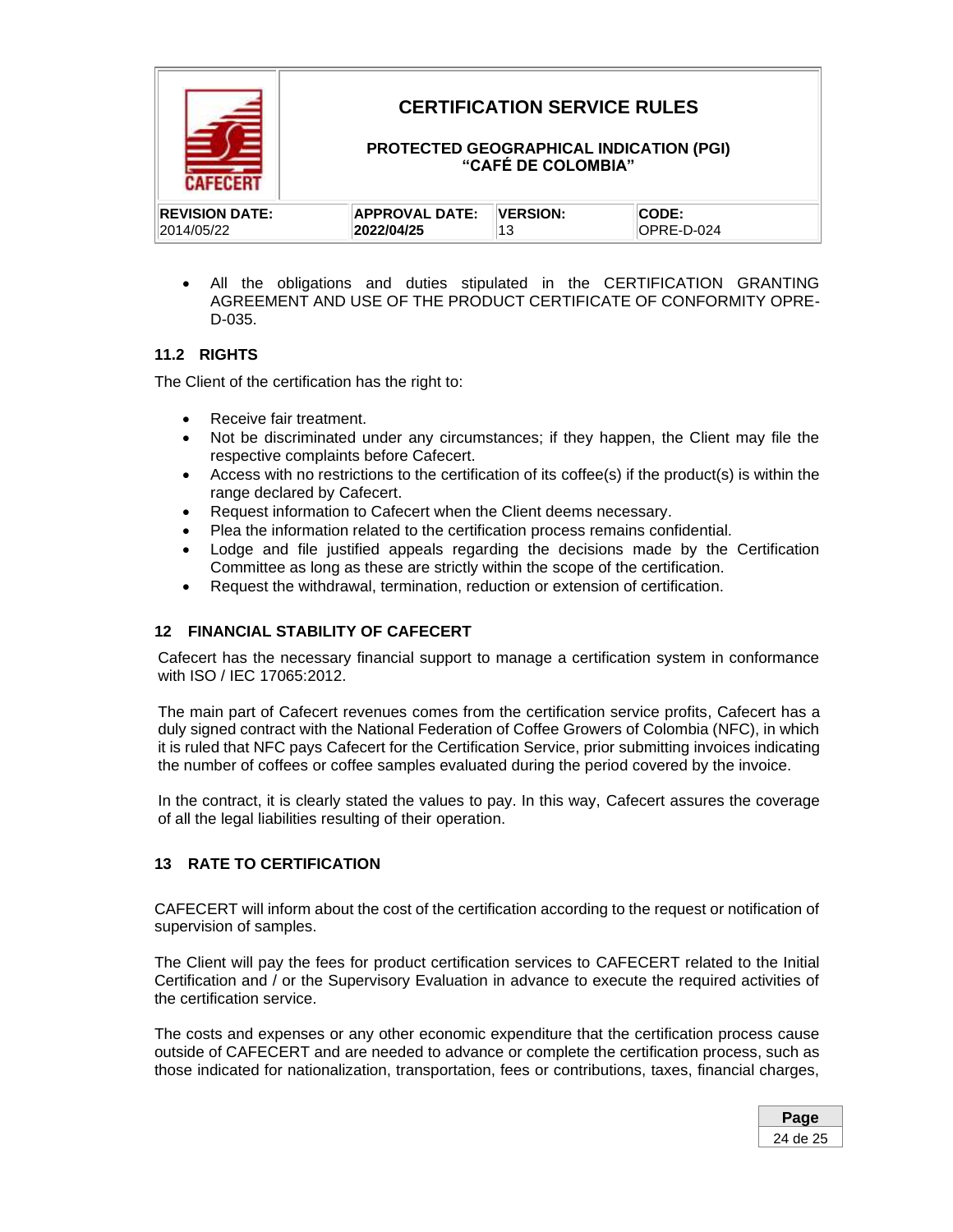- All the obligations and duties stipulated in the CERTIFICATION GRANTING AGREEMENT AND USE OF THE PRODUCT CERTIFICATE OF CONFORMITY OPRE-D-035.

### 11.2 RIGHTS

The Client of the certification has the right to:

- Receive fair treatment.
- Not be discriminated under any circumstances; if they happen, the Client may file the respective complaints before Cafecert.
- Access with no restrictions to the certification of its coffee(s) if the product(s) is within the range declared by Cafecert.
- Request information to Cafecert when the Client deems necessary.
- Plea the information related to the certification process remains confidential.
- Lodge and file justified appeals regarding the decisions made by the Certification Committee as long as these are strictly within the scope of the certification.
- Request the withdrawal, termination, reduction or extension of certification.

## 12 FINANCIAL STABILITY OF CAFECERT

Cafecert has the necessary financial support to manage a certification system in conformance with ISO / IEC 17065:2012.

The main part of Cafecert revenues comes from the certification service profits, Cafecert has a duly signed contract with the National Federation of Coffee Growers of Colombia (NFC), in which it is ruled that NFC pays Cafecert for the Certification Service, prior submitting invoices indicating the number of coffees or coffee samples evaluated during the period covered by the invoice.

In the contract, it is clearly stated the values to pay. In this way, Cafecert assures the coverage of all the legal liabilities resulting of their operation.

## 13 RATE TO CERTIFICATION

CAFECERT will inform about the cost of the certification according to the request or notification of supervision of samples.

The Client will pay the fees for product certification services to CAFECERT related to the Initial Certification and / or the Supervisory Evaluation in advance to execute the required activities of the certification service.

The costs and expenses or any other economic expenditure that the certification process cause outside of CAFECERT and are needed to advance or complete the certification process, such as those indicated for nationalization, transportation, fees or contributions, taxes, financial charges,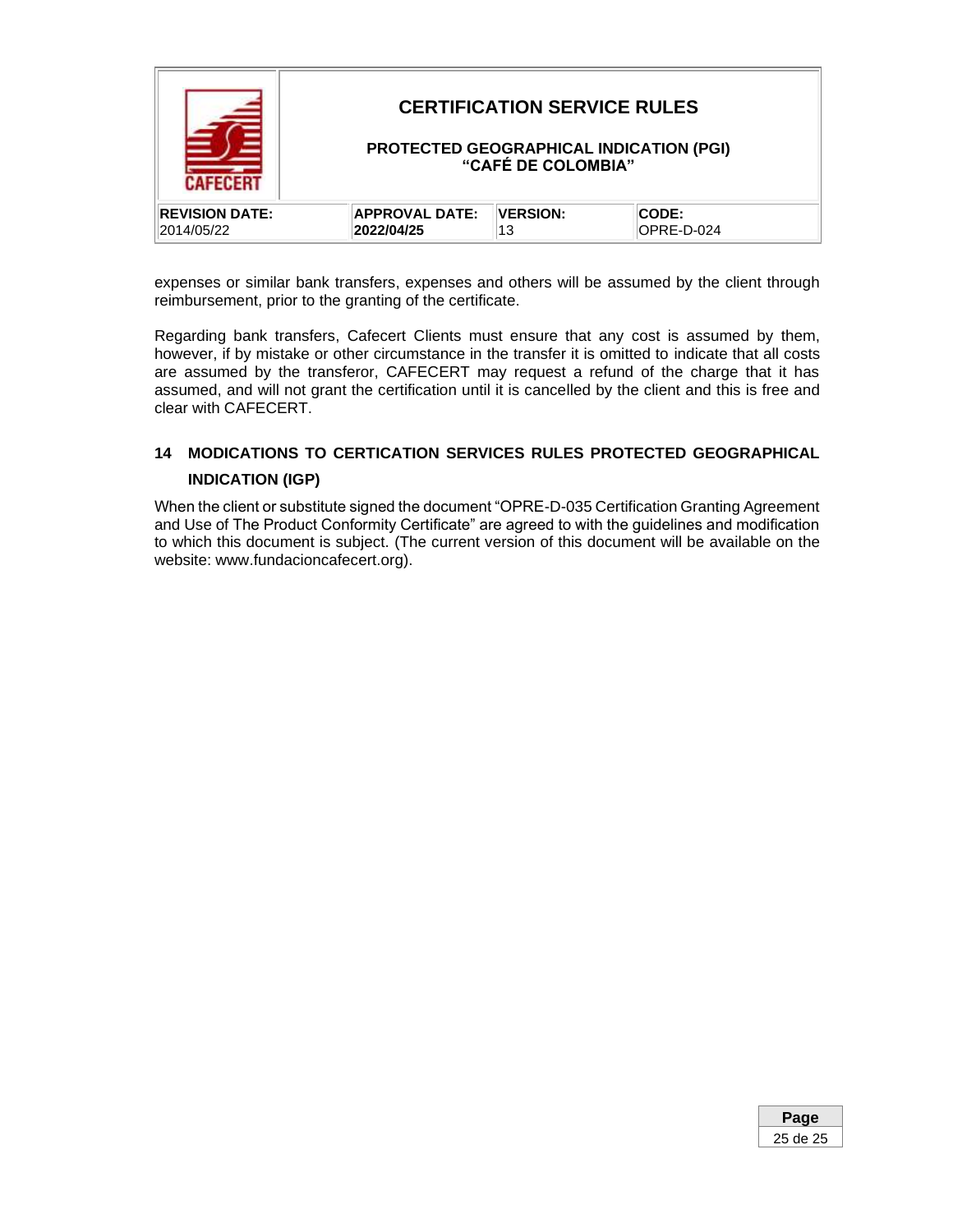expenses or similar bank transfers, expenses and others will be assumed by the client through reimbursement, prior to the granting of the certificate.

Regarding bank transfers, Cafecert Clients must ensure that any cost is assumed by them, however, if by mistake or other circumstance in the transfer it is omitted to indicate that all costs are assumed by the transferor, CAFECERT may request a refund of the charge that it has assumed, and will not grant the certification until it is cancelled by the client and this is free and clear with CAFECERT.

## 14 MODICATIONS TO CERTICATION SERVICES RULES PROTECTED GEOGRAPHICAL INDICATION (IGP)

When the client or substitute signed the document "OPRE-D-035 Certification Granting Agreement and Use of The Product Conformity Certificate" are agreed to with the guidelines and modification to which this document is subject. (The current version of this document will be available on the website: www.fundacioncafecert.org).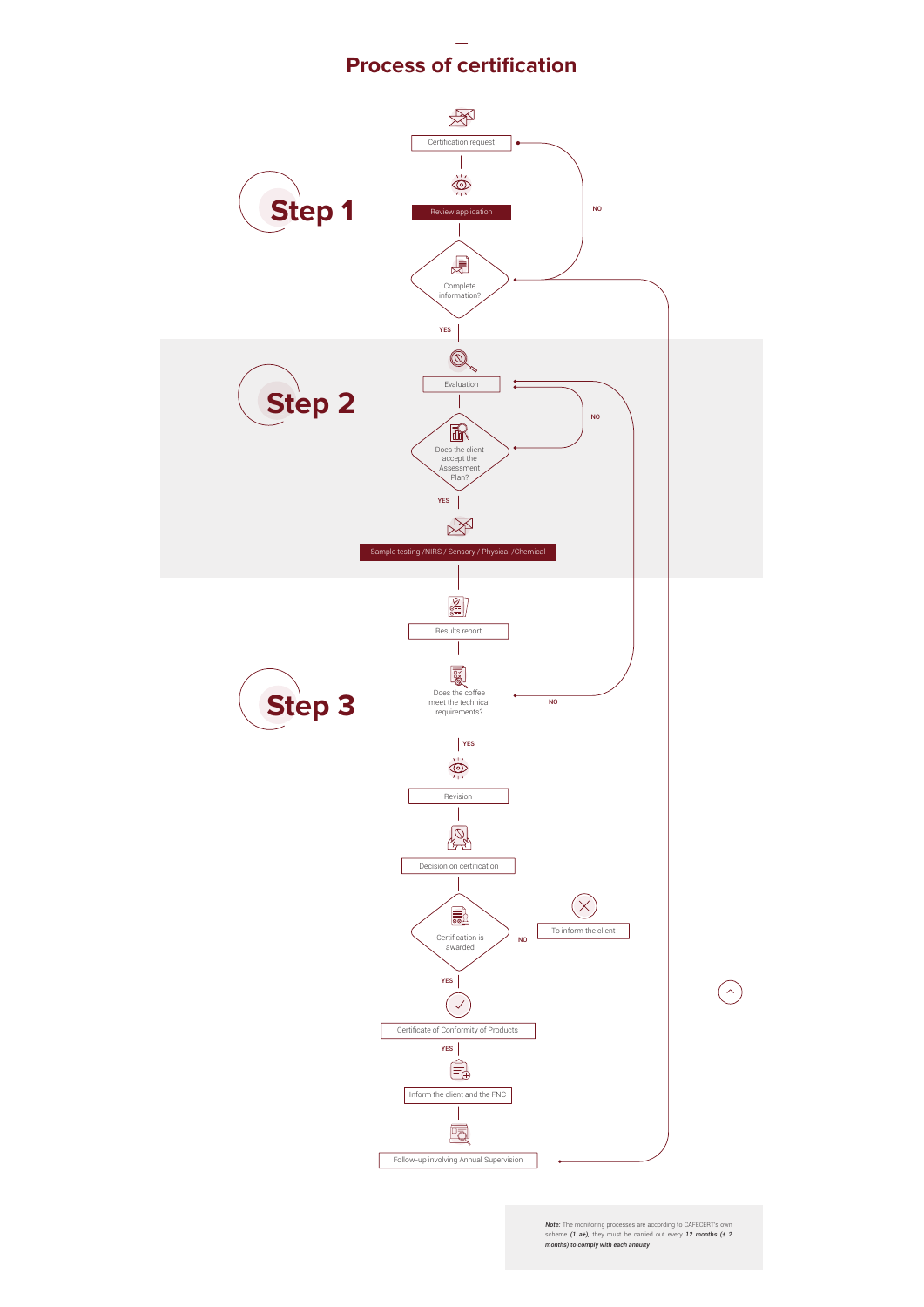## Process of certification

**Step 1**

Certification request

Review application

Complete information?

NO

YES

**Step 2**

Evaluation

Does the client accept the Assessment Plan?

NO

YES

Sample testing /NIRS / Sensory / Physical /Chemical

**Step 3**

Results report

Does the coffee meet the technical requirements?

NO

YES

Revision

Decision on certification

Certification is awarded

NO

To inform the client

YES

Certificate of Conformity of Products

YES

Inform the client and the FNC

Follow-up involving Annual Supervision

***Note:*** The monitoring processes are according to CAFECERT's own scheme *(1 a+)*, they must be carried out every ***12 months (± 2 months) to comply with each annuity***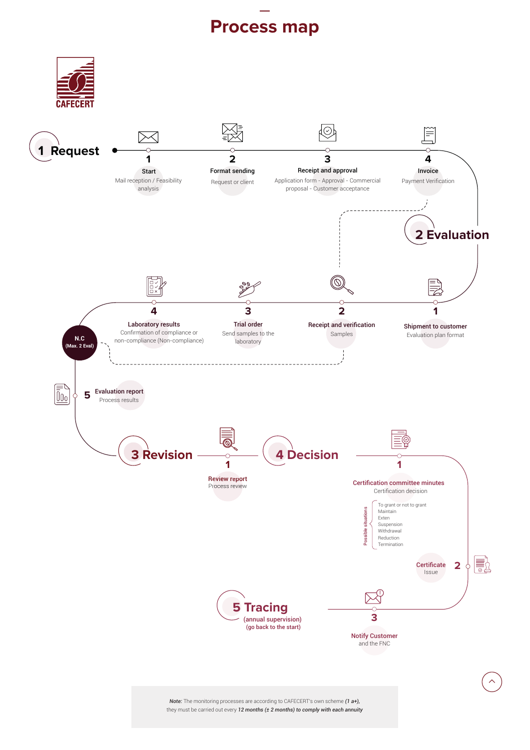# Process map

CAFECERT

## 1 Request

**1** **Start**
Mail reception / Feasibility analysis

**2** **Format sending**
Request or client

**3** **Receipt and approval**
Application form - Approval - Commercial proposal - Customer acceptance

**4** **Invoice**
Payment Verification

## 2 Evaluation

**1** **Shipment to customer**
Evaluation plan format

**2** **Receipt and verification**
Samples

**3** **Trial order**
Send samples to the laboratory

**4** **Laboratory results**
Confirmation of compliance or non-compliance (Non-compliance)

**N.C**
**(Max. 2 Eval)**

**5** **Evaluation report**
Process results

## 3 Revision

**1** **Review report**
Process review

## 4 Decision

**1** **Certification committee minutes**
Certification decision

Possible situations:
- To grant or not to grant
- Maintain
- Exten
- Suspension
- Withdrawal
- Reduction
- Termination

**2** **Certificate**
Issue

**3** **Notify Customer**
and the FNC

## 5 Tracing

(annual supervision)
(go back to the start)

***Note:*** The monitoring processes are according to CAFECERT's own scheme ***(1 a+),*** they must be carried out every ***12 months (± 2 months) to comply with each annuity***